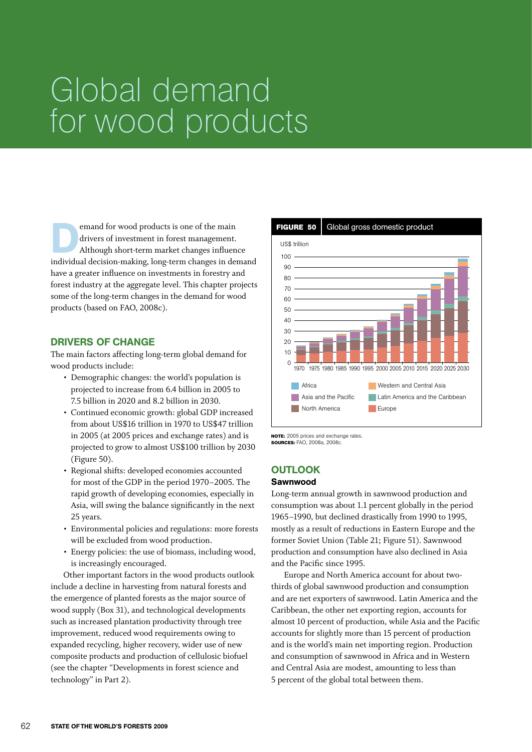# Global demand for wood products

Demand for wood products is one of the main drivers of investment in forest management. Although short-term market changes influence individual decision-making, long-term changes in demand have a greater influence on investments in forestry and forest industry at the aggregate level. This chapter projects some of the long-term changes in the demand for wood products (based on FAO, 2008c).

## DRIVERS OF CHANGE

The main factors affecting long-term global demand for wood products include:

- Demographic changes: the world's population is projected to increase from 6.4 billion in 2005 to 7.5 billion in 2020 and 8.2 billion in 2030.
- Continued economic growth: global GDP increased from about US$16 trillion in 1970 to US$47 trillion in 2005 (at 2005 prices and exchange rates) and is projected to grow to almost US$100 trillion by 2030 (Figure 50).
- Regional shifts: developed economies accounted for most of the GDP in the period 1970–2005. The rapid growth of developing economies, especially in Asia, will swing the balance significantly in the next 25 years.
- Environmental policies and regulations: more forests will be excluded from wood production.
- Energy policies: the use of biomass, including wood, is increasingly encouraged.

Other important factors in the wood products outlook include a decline in harvesting from natural forests and the emergence of planted forests as the major source of wood supply (Box 31), and technological developments such as increased plantation productivity through tree improvement, reduced wood requirements owing to expanded recycling, higher recovery, wider use of new composite products and production of cellulosic biofuel (see the chapter "Developments in forest science and technology" in Part 2).

**FIGURE 50** Global gross domestic product

US$ trillion

(Stacked bar chart, 1970–2030, 0–100: Africa; Asia and the Pacific; North America; Western and Central Asia; Latin America and the Caribbean; Europe)

**NOTE:** 2005 prices and exchange rates.
**SOURCES:** FAO, 2008a, 2008c.

## OUTLOOK

### Sawnwood

Long-term annual growth in sawnwood production and consumption was about 1.1 percent globally in the period 1965–1990, but declined drastically from 1990 to 1995, mostly as a result of reductions in Eastern Europe and the former Soviet Union (Table 21; Figure 51). Sawnwood production and consumption have also declined in Asia and the Pacific since 1995.

Europe and North America account for about two-thirds of global sawnwood production and consumption and are net exporters of sawnwood. Latin America and the Caribbean, the other net exporting region, accounts for almost 10 percent of production, while Asia and the Pacific accounts for slightly more than 15 percent of production and is the world's main net importing region. Production and consumption of sawnwood in Africa and in Western and Central Asia are modest, amounting to less than 5 percent of the global total between them.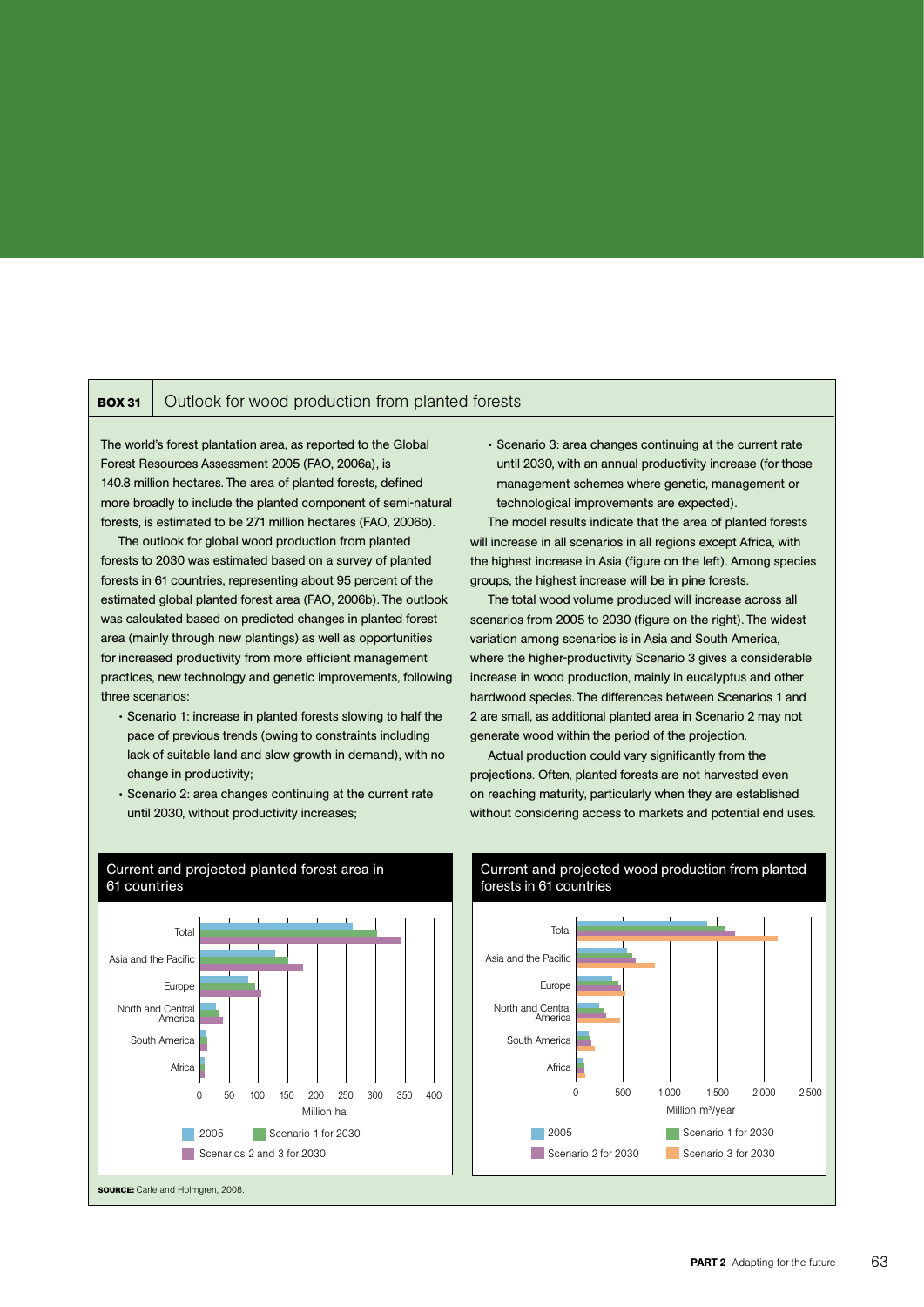## BOX 31 Outlook for wood production from planted forests

The world's forest plantation area, as reported to the Global Forest Resources Assessment 2005 (FAO, 2006a), is 140.8 million hectares. The area of planted forests, defined more broadly to include the planted component of semi-natural forests, is estimated to be 271 million hectares (FAO, 2006b).

The outlook for global wood production from planted forests to 2030 was estimated based on a survey of planted forests in 61 countries, representing about 95 percent of the estimated global planted forest area (FAO, 2006b). The outlook was calculated based on predicted changes in planted forest area (mainly through new plantings) as well as opportunities for increased productivity from more efficient management practices, new technology and genetic improvements, following three scenarios:

- Scenario 1: increase in planted forests slowing to half the pace of previous trends (owing to constraints including lack of suitable land and slow growth in demand), with no change in productivity;
- Scenario 2: area changes continuing at the current rate until 2030, without productivity increases;
- Scenario 3: area changes continuing at the current rate until 2030, with an annual productivity increase (for those management schemes where genetic, management or technological improvements are expected).

The model results indicate that the area of planted forests will increase in all scenarios in all regions except Africa, with the highest increase in Asia (figure on the left). Among species groups, the highest increase will be in pine forests.

The total wood volume produced will increase across all scenarios from 2005 to 2030 (figure on the right). The widest variation among scenarios is in Asia and South America, where the higher-productivity Scenario 3 gives a considerable increase in wood production, mainly in eucalyptus and other hardwood species. The differences between Scenarios 1 and 2 are small, as additional planted area in Scenario 2 may not generate wood within the period of the projection.

Actual production could vary significantly from the projections. Often, planted forests are not harvested even on reaching maturity, particularly when they are established without considering access to markets and potential end uses.

**Current and projected planted forest area in 61 countries**

**Current and projected wood production from planted forests in 61 countries**

**SOURCE:** Carle and Holmgren, 2008.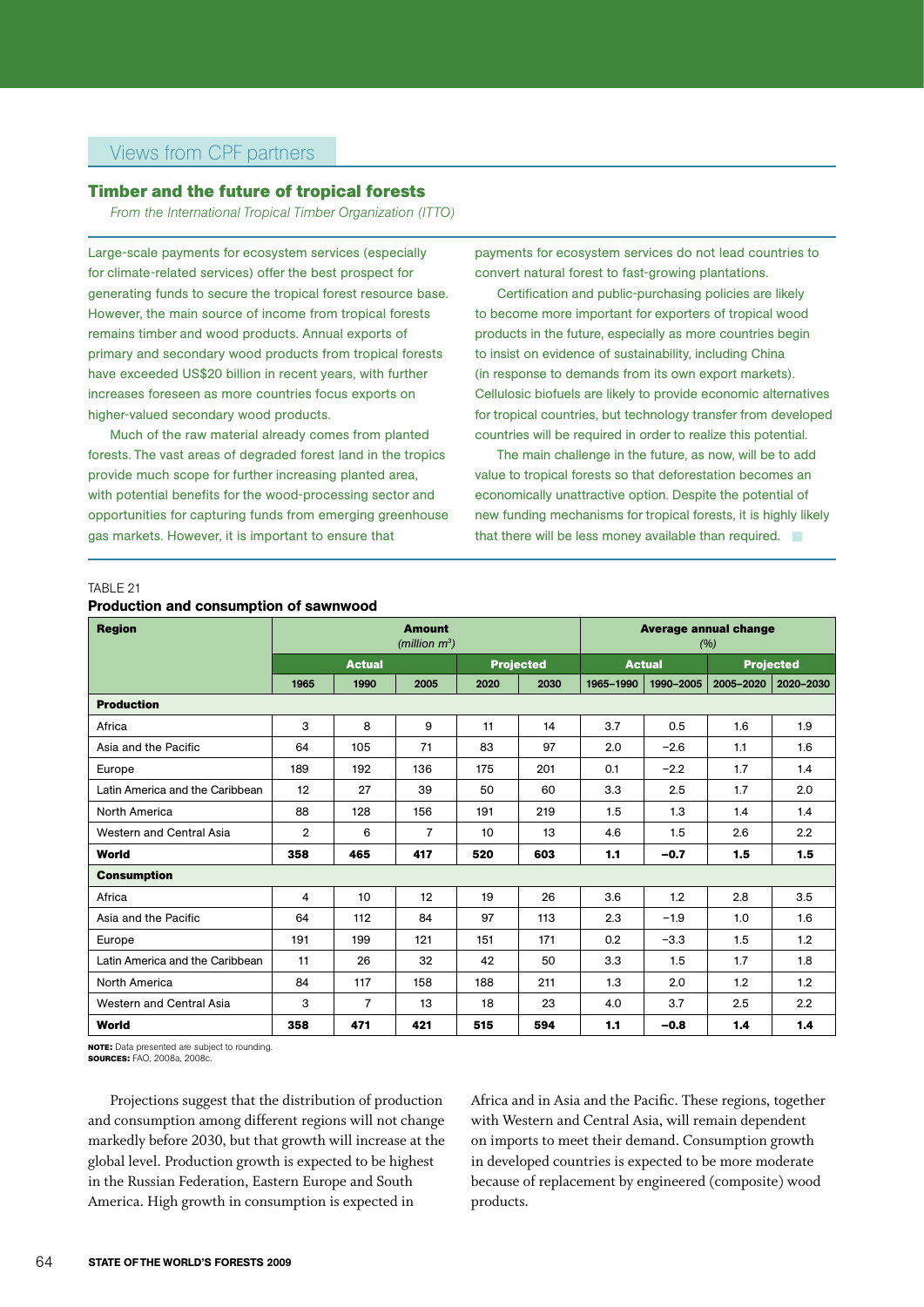## Views from CPF partners

### Timber and the future of tropical forests

*From the International Tropical Timber Organization (ITTO)*

Large-scale payments for ecosystem services (especially for climate-related services) offer the best prospect for generating funds to secure the tropical forest resource base. However, the main source of income from tropical forests remains timber and wood products. Annual exports of primary and secondary wood products from tropical forests have exceeded US$20 billion in recent years, with further increases foreseen as more countries focus exports on higher-valued secondary wood products.

Much of the raw material already comes from planted forests. The vast areas of degraded forest land in the tropics provide much scope for further increasing planted area, with potential benefits for the wood-processing sector and opportunities for capturing funds from emerging greenhouse gas markets. However, it is important to ensure that payments for ecosystem services do not lead countries to convert natural forest to fast-growing plantations.

Certification and public-purchasing policies are likely to become more important for exporters of tropical wood products in the future, especially as more countries begin to insist on evidence of sustainability, including China (in response to demands from its own export markets). Cellulosic biofuels are likely to provide economic alternatives for tropical countries, but technology transfer from developed countries will be required in order to realize this potential.

The main challenge in the future, as now, will be to add value to tropical forests so that deforestation becomes an economically unattractive option. Despite the potential of new funding mechanisms for tropical forests, it is highly likely that there will be less money available than required.

TABLE 21

**Production and consumption of sawnwood**

| Region | Amount (million $m^3$) | | | | | Average annual change (%) | | | |
|---|---|---|---|---|---|---|---|---|---|
| | Actual | | | Projected | | Actual | | Projected | |
| | 1965 | 1990 | 2005 | 2020 | 2030 | 1965–1990 | 1990–2005 | 2005–2020 | 2020–2030 |
| **Production** | | | | | | | | | |
| Africa | 3 | 8 | 9 | 11 | 14 | 3.7 | 0.5 | 1.6 | 1.9 |
| Asia and the Pacific | 64 | 105 | 71 | 83 | 97 | 2.0 | −2.6 | 1.1 | 1.6 |
| Europe | 189 | 192 | 136 | 175 | 201 | 0.1 | −2.2 | 1.7 | 1.4 |
| Latin America and the Caribbean | 12 | 27 | 39 | 50 | 60 | 3.3 | 2.5 | 1.7 | 2.0 |
| North America | 88 | 128 | 156 | 191 | 219 | 1.5 | 1.3 | 1.4 | 1.4 |
| Western and Central Asia | 2 | 6 | 7 | 10 | 13 | 4.6 | 1.5 | 2.6 | 2.2 |
| **World** | **358** | **465** | **417** | **520** | **603** | **1.1** | **−0.7** | **1.5** | **1.5** |
| **Consumption** | | | | | | | | | |
| Africa | 4 | 10 | 12 | 19 | 26 | 3.6 | 1.2 | 2.8 | 3.5 |
| Asia and the Pacific | 64 | 112 | 84 | 97 | 113 | 2.3 | −1.9 | 1.0 | 1.6 |
| Europe | 191 | 199 | 121 | 151 | 171 | 0.2 | −3.3 | 1.5 | 1.2 |
| Latin America and the Caribbean | 11 | 26 | 32 | 42 | 50 | 3.3 | 1.5 | 1.7 | 1.8 |
| North America | 84 | 117 | 158 | 188 | 211 | 1.3 | 2.0 | 1.2 | 1.2 |
| Western and Central Asia | 3 | 7 | 13 | 18 | 23 | 4.0 | 3.7 | 2.5 | 2.2 |
| **World** | **358** | **471** | **421** | **515** | **594** | **1.1** | **−0.8** | **1.4** | **1.4** |

**NOTE:** Data presented are subject to rounding.
**SOURCES:** FAO, 2008a, 2008c.

Projections suggest that the distribution of production and consumption among different regions will not change markedly before 2030, but that growth will increase at the global level. Production growth is expected to be highest in the Russian Federation, Eastern Europe and South America. High growth in consumption is expected in Africa and in Asia and the Pacific. These regions, together with Western and Central Asia, will remain dependent on imports to meet their demand. Consumption growth in developed countries is expected to be more moderate because of replacement by engineered (composite) wood products.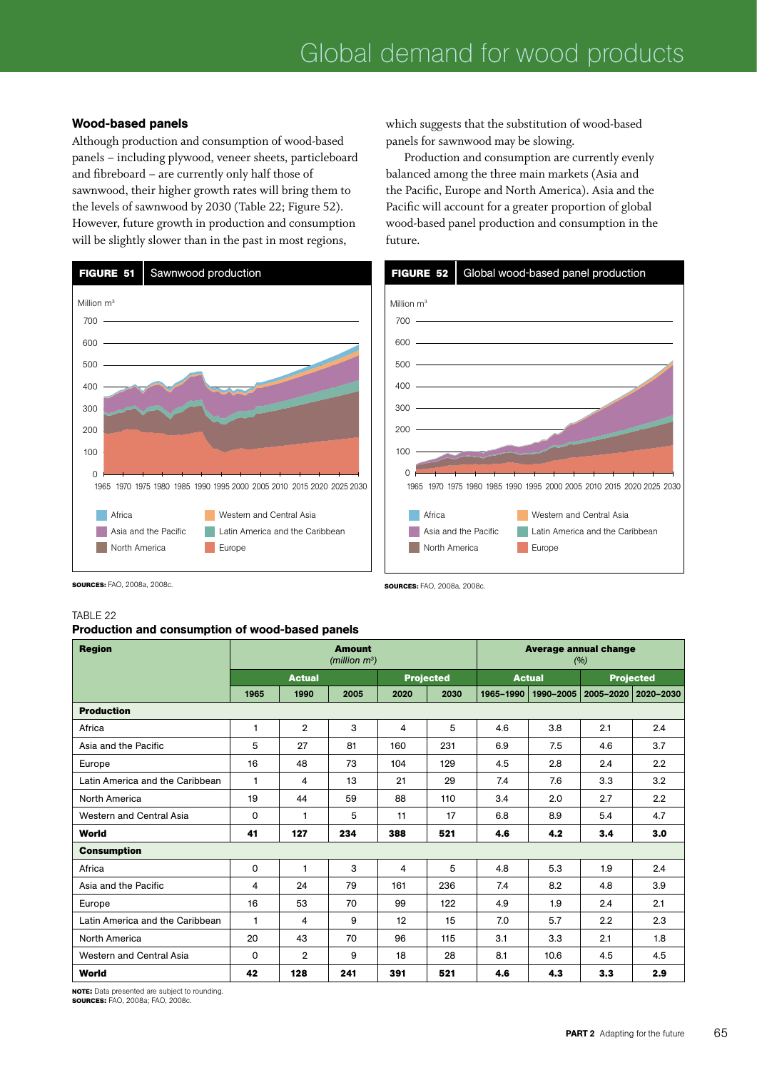## Wood-based panels

Although production and consumption of wood-based panels – including plywood, veneer sheets, particleboard and fibreboard – are currently only half those of sawnwood, their higher growth rates will bring them to the levels of sawnwood by 2030 (Table 22; Figure 52). However, future growth in production and consumption will be slightly slower than in the past in most regions, which suggests that the substitution of wood-based panels for sawnwood may be slowing.

Production and consumption are currently evenly balanced among the three main markets (Asia and the Pacific, Europe and North America). Asia and the Pacific will account for a greater proportion of global wood-based panel production and consumption in the future.

**FIGURE 51** Sawnwood production

**SOURCES:** FAO, 2008a, 2008c.

**FIGURE 52** Global wood-based panel production

**SOURCES:** FAO, 2008a, 2008c.

TABLE 22
**Production and consumption of wood-based panels**

| Region | Amount (million $m^3$) | | | | | Average annual change (%) | | | |
|---|---|---|---|---|---|---|---|---|---|
| | Actual | | | Projected | | Actual | | Projected | |
| | 1965 | 1990 | 2005 | 2020 | 2030 | 1965–1990 | 1990–2005 | 2005–2020 | 2020–2030 |
| **Production** | | | | | | | | | |
| Africa | 1 | 2 | 3 | 4 | 5 | 4.6 | 3.8 | 2.1 | 2.4 |
| Asia and the Pacific | 5 | 27 | 81 | 160 | 231 | 6.9 | 7.5 | 4.6 | 3.7 |
| Europe | 16 | 48 | 73 | 104 | 129 | 4.5 | 2.8 | 2.4 | 2.2 |
| Latin America and the Caribbean | 1 | 4 | 13 | 21 | 29 | 7.4 | 7.6 | 3.3 | 3.2 |
| North America | 19 | 44 | 59 | 88 | 110 | 3.4 | 2.0 | 2.7 | 2.2 |
| Western and Central Asia | 0 | 1 | 5 | 11 | 17 | 6.8 | 8.9 | 5.4 | 4.7 |
| **World** | **41** | **127** | **234** | **388** | **521** | **4.6** | **4.2** | **3.4** | **3.0** |
| **Consumption** | | | | | | | | | |
| Africa | 0 | 1 | 3 | 4 | 5 | 4.8 | 5.3 | 1.9 | 2.4 |
| Asia and the Pacific | 4 | 24 | 79 | 161 | 236 | 7.4 | 8.2 | 4.8 | 3.9 |
| Europe | 16 | 53 | 70 | 99 | 122 | 4.9 | 1.9 | 2.4 | 2.1 |
| Latin America and the Caribbean | 1 | 4 | 9 | 12 | 15 | 7.0 | 5.7 | 2.2 | 2.3 |
| North America | 20 | 43 | 70 | 96 | 115 | 3.1 | 3.3 | 2.1 | 1.8 |
| Western and Central Asia | 0 | 2 | 9 | 18 | 28 | 8.1 | 10.6 | 4.5 | 4.5 |
| **World** | **42** | **128** | **241** | **391** | **521** | **4.6** | **4.3** | **3.3** | **2.9** |

**NOTE:** Data presented are subject to rounding.
**SOURCES:** FAO, 2008a; FAO, 2008c.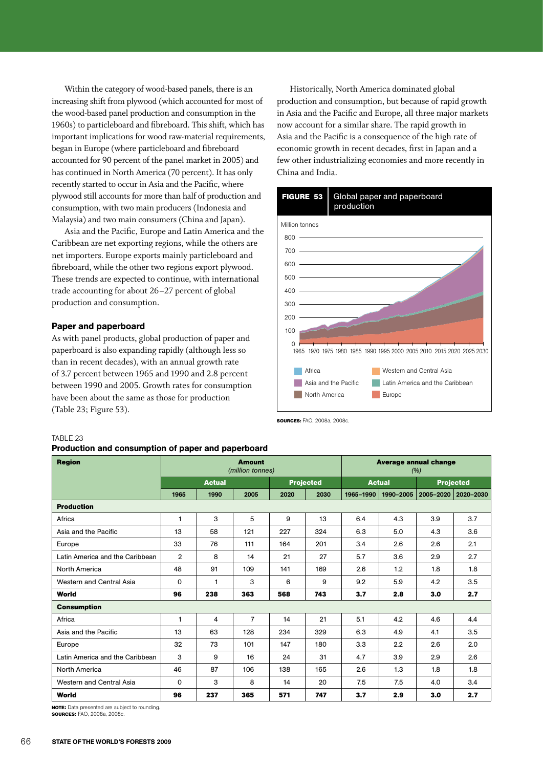Within the category of wood-based panels, there is an increasing shift from plywood (which accounted for most of the wood-based panel production and consumption in the 1960s) to particleboard and fibreboard. This shift, which has important implications for wood raw-material requirements, began in Europe (where particleboard and fibreboard accounted for 90 percent of the panel market in 2005) and has continued in North America (70 percent). It has only recently started to occur in Asia and the Pacific, where plywood still accounts for more than half of production and consumption, with two main producers (Indonesia and Malaysia) and two main consumers (China and Japan).

Asia and the Pacific, Europe and Latin America and the Caribbean are net exporting regions, while the others are net importers. Europe exports mainly particleboard and fibreboard, while the other two regions export plywood. These trends are expected to continue, with international trade accounting for about 26–27 percent of global production and consumption.

### Paper and paperboard

As with panel products, global production of paper and paperboard is also expanding rapidly (although less so than in recent decades), with an annual growth rate of 3.7 percent between 1965 and 1990 and 2.8 percent between 1990 and 2005. Growth rates for consumption have been about the same as those for production (Table 23; Figure 53).

Historically, North America dominated global production and consumption, but because of rapid growth in Asia and the Pacific and Europe, all three major markets now account for a similar share. The rapid growth in Asia and the Pacific is a consequence of the high rate of economic growth in recent decades, first in Japan and a few other industrializing economies and more recently in China and India.

**FIGURE 53** Global paper and paperboard production

Million tonnes

Africa; Asia and the Pacific; North America; Western and Central Asia; Latin America and the Caribbean; Europe

**SOURCES:** FAO, 2008a, 2008c.

TABLE 23
**Production and consumption of paper and paperboard**

| Region | Amount (million tonnes) | | | | | Average annual change (%) | | | |
|---|---|---|---|---|---|---|---|---|---|
| | Actual | | | Projected | | Actual | | Projected | |
| | 1965 | 1990 | 2005 | 2020 | 2030 | 1965–1990 | 1990–2005 | 2005–2020 | 2020–2030 |
| **Production** | | | | | | | | | |
| Africa | 1 | 3 | 5 | 9 | 13 | 6.4 | 4.3 | 3.9 | 3.7 |
| Asia and the Pacific | 13 | 58 | 121 | 227 | 324 | 6.3 | 5.0 | 4.3 | 3.6 |
| Europe | 33 | 76 | 111 | 164 | 201 | 3.4 | 2.6 | 2.6 | 2.1 |
| Latin America and the Caribbean | 2 | 8 | 14 | 21 | 27 | 5.7 | 3.6 | 2.9 | 2.7 |
| North America | 48 | 91 | 109 | 141 | 169 | 2.6 | 1.2 | 1.8 | 1.8 |
| Western and Central Asia | 0 | 1 | 3 | 6 | 9 | 9.2 | 5.9 | 4.2 | 3.5 |
| **World** | **96** | **238** | **363** | **568** | **743** | **3.7** | **2.8** | **3.0** | **2.7** |
| **Consumption** | | | | | | | | | |
| Africa | 1 | 4 | 7 | 14 | 21 | 5.1 | 4.2 | 4.6 | 4.4 |
| Asia and the Pacific | 13 | 63 | 128 | 234 | 329 | 6.3 | 4.9 | 4.1 | 3.5 |
| Europe | 32 | 73 | 101 | 147 | 180 | 3.3 | 2.2 | 2.6 | 2.0 |
| Latin America and the Caribbean | 3 | 9 | 16 | 24 | 31 | 4.7 | 3.9 | 2.9 | 2.6 |
| North America | 46 | 87 | 106 | 138 | 165 | 2.6 | 1.3 | 1.8 | 1.8 |
| Western and Central Asia | 0 | 3 | 8 | 14 | 20 | 7.5 | 7.5 | 4.0 | 3.4 |
| **World** | **96** | **237** | **365** | **571** | **747** | **3.7** | **2.9** | **3.0** | **2.7** |

**NOTE:** Data presented are subject to rounding.
**SOURCES:** FAO, 2008a, 2008c.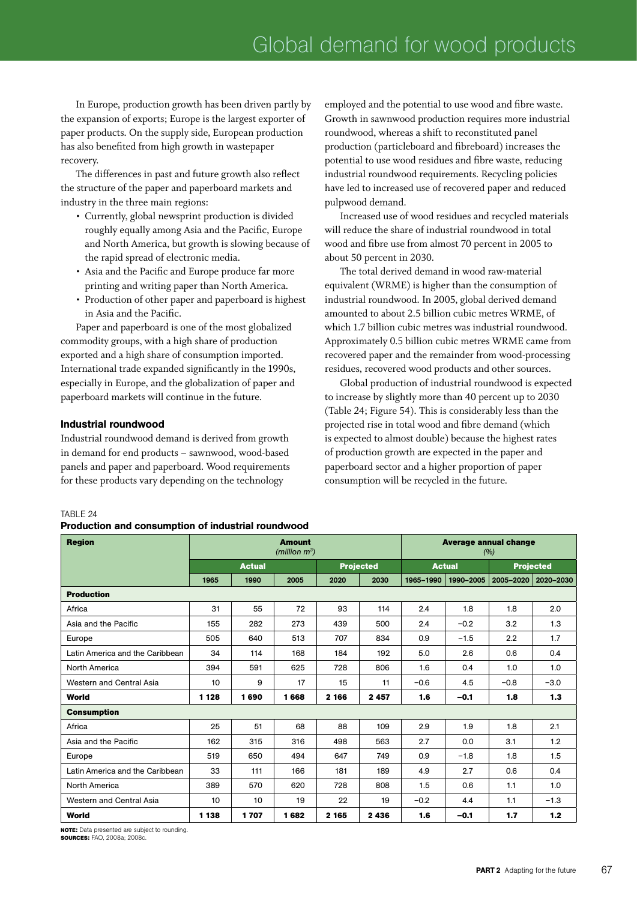In Europe, production growth has been driven partly by the expansion of exports; Europe is the largest exporter of paper products. On the supply side, European production has also benefited from high growth in wastepaper recovery.

The differences in past and future growth also reflect the structure of the paper and paperboard markets and industry in the three main regions:

- Currently, global newsprint production is divided roughly equally among Asia and the Pacific, Europe and North America, but growth is slowing because of the rapid spread of electronic media.
- Asia and the Pacific and Europe produce far more printing and writing paper than North America.
- Production of other paper and paperboard is highest in Asia and the Pacific.

Paper and paperboard is one of the most globalized commodity groups, with a high share of production exported and a high share of consumption imported. International trade expanded significantly in the 1990s, especially in Europe, and the globalization of paper and paperboard markets will continue in the future.

### Industrial roundwood

Industrial roundwood demand is derived from growth in demand for end products – sawnwood, wood-based panels and paper and paperboard. Wood requirements for these products vary depending on the technology employed and the potential to use wood and fibre waste. Growth in sawnwood production requires more industrial roundwood, whereas a shift to reconstituted panel production (particleboard and fibreboard) increases the potential to use wood residues and fibre waste, reducing industrial roundwood requirements. Recycling policies have led to increased use of recovered paper and reduced pulpwood demand.

Increased use of wood residues and recycled materials will reduce the share of industrial roundwood in total wood and fibre use from almost 70 percent in 2005 to about 50 percent in 2030.

The total derived demand in wood raw-material equivalent (WRME) is higher than the consumption of industrial roundwood. In 2005, global derived demand amounted to about 2.5 billion cubic metres WRME, of which 1.7 billion cubic metres was industrial roundwood. Approximately 0.5 billion cubic metres WRME came from recovered paper and the remainder from wood-processing residues, recovered wood products and other sources.

Global production of industrial roundwood is expected to increase by slightly more than 40 percent up to 2030 (Table 24; Figure 54). This is considerably less than the projected rise in total wood and fibre demand (which is expected to almost double) because the highest rates of production growth are expected in the paper and paperboard sector and a higher proportion of paper consumption will be recycled in the future.

TABLE 24
**Production and consumption of industrial roundwood**

| Region | Amount (million $m^3$) | | | | | Average annual change (%) | | | |
|---|---|---|---|---|---|---|---|---|---|
| | Actual | | | Projected | | Actual | | Projected | |
| | 1965 | 1990 | 2005 | 2020 | 2030 | 1965–1990 | 1990–2005 | 2005–2020 | 2020–2030 |
| **Production** | | | | | | | | | |
| Africa | 31 | 55 | 72 | 93 | 114 | 2.4 | 1.8 | 1.8 | 2.0 |
| Asia and the Pacific | 155 | 282 | 273 | 439 | 500 | 2.4 | −0.2 | 3.2 | 1.3 |
| Europe | 505 | 640 | 513 | 707 | 834 | 0.9 | −1.5 | 2.2 | 1.7 |
| Latin America and the Caribbean | 34 | 114 | 168 | 184 | 192 | 5.0 | 2.6 | 0.6 | 0.4 |
| North America | 394 | 591 | 625 | 728 | 806 | 1.6 | 0.4 | 1.0 | 1.0 |
| Western and Central Asia | 10 | 9 | 17 | 15 | 11 | −0.6 | 4.5 | −0.8 | −3.0 |
| **World** | **1 128** | **1 690** | **1 668** | **2 166** | **2 457** | **1.6** | **−0.1** | **1.8** | **1.3** |
| **Consumption** | | | | | | | | | |
| Africa | 25 | 51 | 68 | 88 | 109 | 2.9 | 1.9 | 1.8 | 2.1 |
| Asia and the Pacific | 162 | 315 | 316 | 498 | 563 | 2.7 | 0.0 | 3.1 | 1.2 |
| Europe | 519 | 650 | 494 | 647 | 749 | 0.9 | −1.8 | 1.8 | 1.5 |
| Latin America and the Caribbean | 33 | 111 | 166 | 181 | 189 | 4.9 | 2.7 | 0.6 | 0.4 |
| North America | 389 | 570 | 620 | 728 | 808 | 1.5 | 0.6 | 1.1 | 1.0 |
| Western and Central Asia | 10 | 10 | 19 | 22 | 19 | −0.2 | 4.4 | 1.1 | −1.3 |
| **World** | **1 138** | **1 707** | **1 682** | **2 165** | **2 436** | **1.6** | **−0.1** | **1.7** | **1.2** |

**NOTE:** Data presented are subject to rounding.
**SOURCES:** FAO, 2008a; 2008c.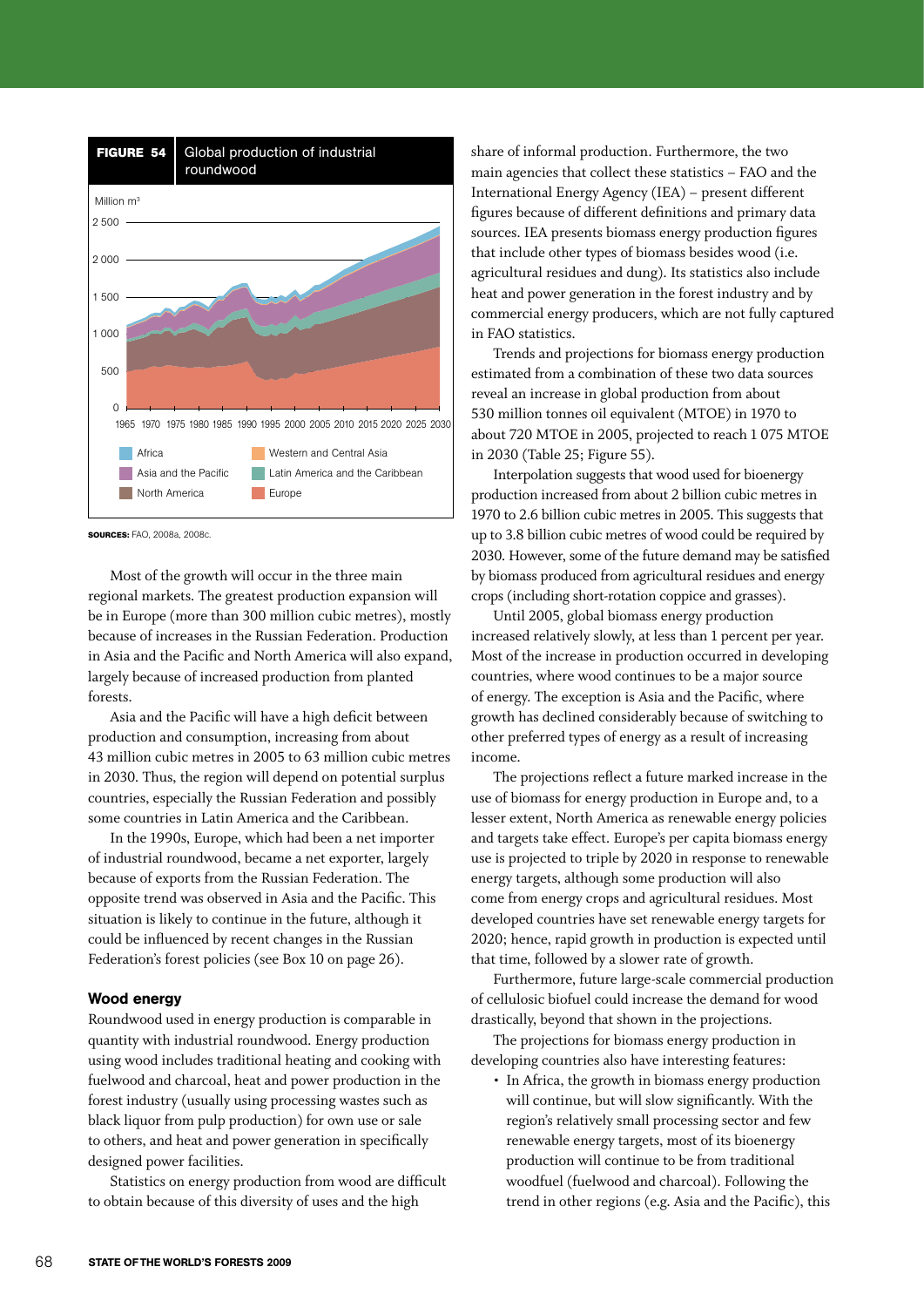**FIGURE 54** Global production of industrial roundwood

Million m³

2 500
2 000
1 500
1 000
500
0

1965 1970 1975 1980 1985 1990 1995 2000 2005 2010 2015 2020 2025 2030

Africa
Asia and the Pacific
North America
Western and Central Asia
Latin America and the Caribbean
Europe

**SOURCES:** FAO, 2008a, 2008c.

Most of the growth will occur in the three main regional markets. The greatest production expansion will be in Europe (more than 300 million cubic metres), mostly because of increases in the Russian Federation. Production in Asia and the Pacific and North America will also expand, largely because of increased production from planted forests.

Asia and the Pacific will have a high deficit between production and consumption, increasing from about 43 million cubic metres in 2005 to 63 million cubic metres in 2030. Thus, the region will depend on potential surplus countries, especially the Russian Federation and possibly some countries in Latin America and the Caribbean.

In the 1990s, Europe, which had been a net importer of industrial roundwood, became a net exporter, largely because of exports from the Russian Federation. The opposite trend was observed in Asia and the Pacific. This situation is likely to continue in the future, although it could be influenced by recent changes in the Russian Federation's forest policies (see Box 10 on page 26).

### Wood energy

Roundwood used in energy production is comparable in quantity with industrial roundwood. Energy production using wood includes traditional heating and cooking with fuelwood and charcoal, heat and power production in the forest industry (usually using processing wastes such as black liquor from pulp production) for own use or sale to others, and heat and power generation in specifically designed power facilities.

Statistics on energy production from wood are difficult to obtain because of this diversity of uses and the high share of informal production. Furthermore, the two main agencies that collect these statistics – FAO and the International Energy Agency (IEA) – present different figures because of different definitions and primary data sources. IEA presents biomass energy production figures that include other types of biomass besides wood (i.e. agricultural residues and dung). Its statistics also include heat and power generation in the forest industry and by commercial energy producers, which are not fully captured in FAO statistics.

Trends and projections for biomass energy production estimated from a combination of these two data sources reveal an increase in global production from about 530 million tonnes oil equivalent (MTOE) in 1970 to about 720 MTOE in 2005, projected to reach 1 075 MTOE in 2030 (Table 25; Figure 55).

Interpolation suggests that wood used for bioenergy production increased from about 2 billion cubic metres in 1970 to 2.6 billion cubic metres in 2005. This suggests that up to 3.8 billion cubic metres of wood could be required by 2030. However, some of the future demand may be satisfied by biomass produced from agricultural residues and energy crops (including short-rotation coppice and grasses).

Until 2005, global biomass energy production increased relatively slowly, at less than 1 percent per year. Most of the increase in production occurred in developing countries, where wood continues to be a major source of energy. The exception is Asia and the Pacific, where growth has declined considerably because of switching to other preferred types of energy as a result of increasing income.

The projections reflect a future marked increase in the use of biomass for energy production in Europe and, to a lesser extent, North America as renewable energy policies and targets take effect. Europe's per capita biomass energy use is projected to triple by 2020 in response to renewable energy targets, although some production will also come from energy crops and agricultural residues. Most developed countries have set renewable energy targets for 2020; hence, rapid growth in production is expected until that time, followed by a slower rate of growth.

Furthermore, future large-scale commercial production of cellulosic biofuel could increase the demand for wood drastically, beyond that shown in the projections.

The projections for biomass energy production in developing countries also have interesting features:

- In Africa, the growth in biomass energy production will continue, but will slow significantly. With the region's relatively small processing sector and few renewable energy targets, most of its bioenergy production will continue to be from traditional woodfuel (fuelwood and charcoal). Following the trend in other regions (e.g. Asia and the Pacific), this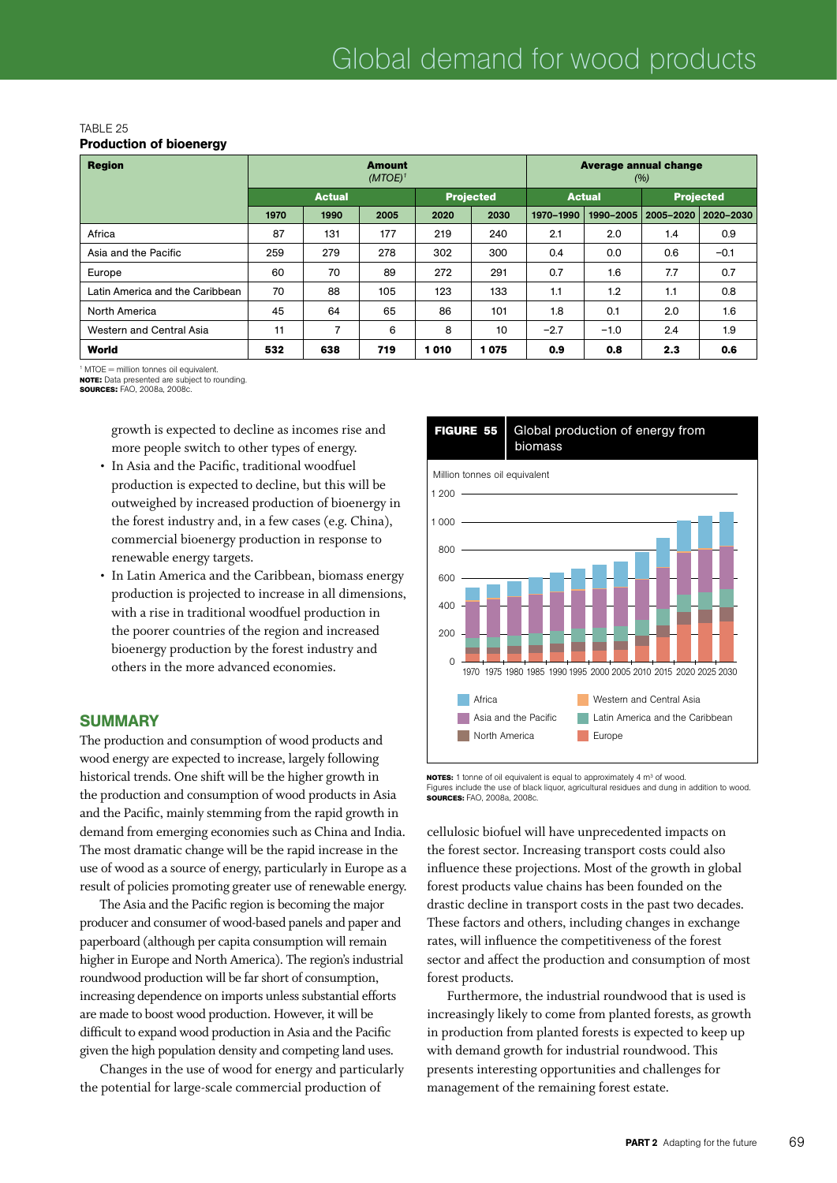# Global demand for wood products

TABLE 25
**Production of bioenergy**

| Region | Amount (MTOE)[1] | | | | | Average annual change (%) | | | |
|---|---|---|---|---|---|---|---|---|---|
| | Actual | | | Projected | | Actual | | Projected | |
| | 1970 | 1990 | 2005 | 2020 | 2030 | 1970–1990 | 1990–2005 | 2005–2020 | 2020–2030 |
| Africa | 87 | 131 | 177 | 219 | 240 | 2.1 | 2.0 | 1.4 | 0.9 |
| Asia and the Pacific | 259 | 279 | 278 | 302 | 300 | 0.4 | 0.0 | 0.6 | −0.1 |
| Europe | 60 | 70 | 89 | 272 | 291 | 0.7 | 1.6 | 7.7 | 0.7 |
| Latin America and the Caribbean | 70 | 88 | 105 | 123 | 133 | 1.1 | 1.2 | 1.1 | 0.8 |
| North America | 45 | 64 | 65 | 86 | 101 | 1.8 | 0.1 | 2.0 | 1.6 |
| Western and Central Asia | 11 | 7 | 6 | 8 | 10 | −2.7 | −1.0 | 2.4 | 1.9 |
| **World** | **532** | **638** | **719** | **1 010** | **1 075** | **0.9** | **0.8** | **2.3** | **0.6** |

[1] MTOE = million tonnes oil equivalent.
**NOTE:** Data presented are subject to rounding.
**SOURCES:** FAO, 2008a, 2008c.

growth is expected to decline as incomes rise and more people switch to other types of energy.

- In Asia and the Pacific, traditional woodfuel production is expected to decline, but this will be outweighed by increased production of bioenergy in the forest industry and, in a few cases (e.g. China), commercial bioenergy production in response to renewable energy targets.
- In Latin America and the Caribbean, biomass energy production is projected to increase in all dimensions, with a rise in traditional woodfuel production in the poorer countries of the region and increased bioenergy production by the forest industry and others in the more advanced economies.

## SUMMARY

The production and consumption of wood products and wood energy are expected to increase, largely following historical trends. One shift will be the higher growth in the production and consumption of wood products in Asia and the Pacific, mainly stemming from the rapid growth in demand from emerging economies such as China and India. The most dramatic change will be the rapid increase in the use of wood as a source of energy, particularly in Europe as a result of policies promoting greater use of renewable energy.

The Asia and the Pacific region is becoming the major producer and consumer of wood-based panels and paper and paperboard (although per capita consumption will remain higher in Europe and North America). The region's industrial roundwood production will be far short of consumption, increasing dependence on imports unless substantial efforts are made to boost wood production. However, it will be difficult to expand wood production in Asia and the Pacific given the high population density and competing land uses.

Changes in the use of wood for energy and particularly the potential for large-scale commercial production of cellulosic biofuel will have unprecedented impacts on the forest sector. Increasing transport costs could also influence these projections. Most of the growth in global forest products value chains has been founded on the drastic decline in transport costs in the past two decades. These factors and others, including changes in exchange rates, will influence the competitiveness of the forest sector and affect the production and consumption of most forest products.

Furthermore, the industrial roundwood that is used is increasingly likely to come from planted forests, as growth in production from planted forests is expected to keep up with demand growth for industrial roundwood. This presents interesting opportunities and challenges for management of the remaining forest estate.

**FIGURE 55** Global production of energy from biomass

Million tonnes oil equivalent
1 200
1 000
800
600
400
200
0
1970 1975 1980 1985 1990 1995 2000 2005 2010 2015 2020 2025 2030

Africa
Asia and the Pacific
North America
Western and Central Asia
Latin America and the Caribbean
Europe

**NOTES:** 1 tonne of oil equivalent is equal to approximately 4 m³ of wood.
Figures include the use of black liquor, agricultural residues and dung in addition to wood.
**SOURCES:** FAO, 2008a, 2008c.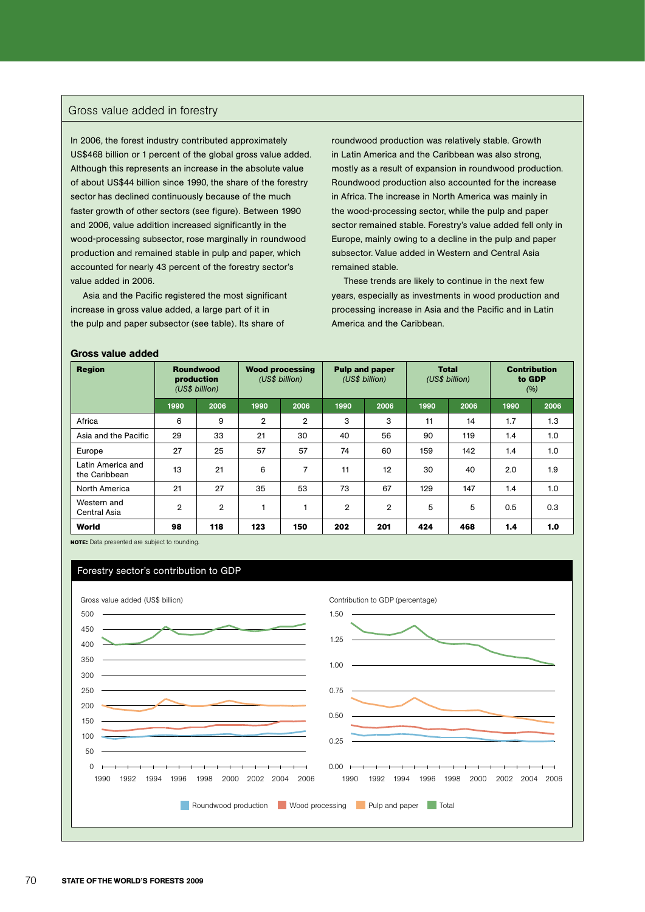## Gross value added in forestry

In 2006, the forest industry contributed approximately US$468 billion or 1 percent of the global gross value added. Although this represents an increase in the absolute value of about US$44 billion since 1990, the share of the forestry sector has declined continuously because of the much faster growth of other sectors (see figure). Between 1990 and 2006, value addition increased significantly in the wood-processing subsector, rose marginally in roundwood production and remained stable in pulp and paper, which accounted for nearly 43 percent of the forestry sector's value added in 2006.

Asia and the Pacific registered the most significant increase in gross value added, a large part of it in the pulp and paper subsector (see table). Its share of roundwood production was relatively stable. Growth in Latin America and the Caribbean was also strong, mostly as a result of expansion in roundwood production. Roundwood production also accounted for the increase in Africa. The increase in North America was mainly in the wood-processing sector, while the pulp and paper sector remained stable. Forestry's value added fell only in Europe, mainly owing to a decline in the pulp and paper subsector. Value added in Western and Central Asia remained stable.

These trends are likely to continue in the next few years, especially as investments in wood production and processing increase in Asia and the Pacific and in Latin America and the Caribbean.

**Gross value added**

| Region | Roundwood production (US$ billion) | | Wood processing (US$ billion) | | Pulp and paper (US$ billion) | | Total (US$ billion) | | Contribution to GDP (%) | |
|---|---|---|---|---|---|---|---|---|---|---|
| | 1990 | 2006 | 1990 | 2006 | 1990 | 2006 | 1990 | 2006 | 1990 | 2006 |
| Africa | 6 | 9 | 2 | 2 | 3 | 3 | 11 | 14 | 1.7 | 1.3 |
| Asia and the Pacific | 29 | 33 | 21 | 30 | 40 | 56 | 90 | 119 | 1.4 | 1.0 |
| Europe | 27 | 25 | 57 | 57 | 74 | 60 | 159 | 142 | 1.4 | 1.0 |
| Latin America and the Caribbean | 13 | 21 | 6 | 7 | 11 | 12 | 30 | 40 | 2.0 | 1.9 |
| North America | 21 | 27 | 35 | 53 | 73 | 67 | 129 | 147 | 1.4 | 1.0 |
| Western and Central Asia | 2 | 2 | 1 | 1 | 2 | 2 | 5 | 5 | 0.5 | 0.3 |
| **World** | **98** | **118** | **123** | **150** | **202** | **201** | **424** | **468** | **1.4** | **1.0** |

**NOTE:** Data presented are subject to rounding.

### Forestry sector's contribution to GDP

Gross value added (US$ billion)

Contribution to GDP (percentage)

Roundwood production | Wood processing | Pulp and paper | Total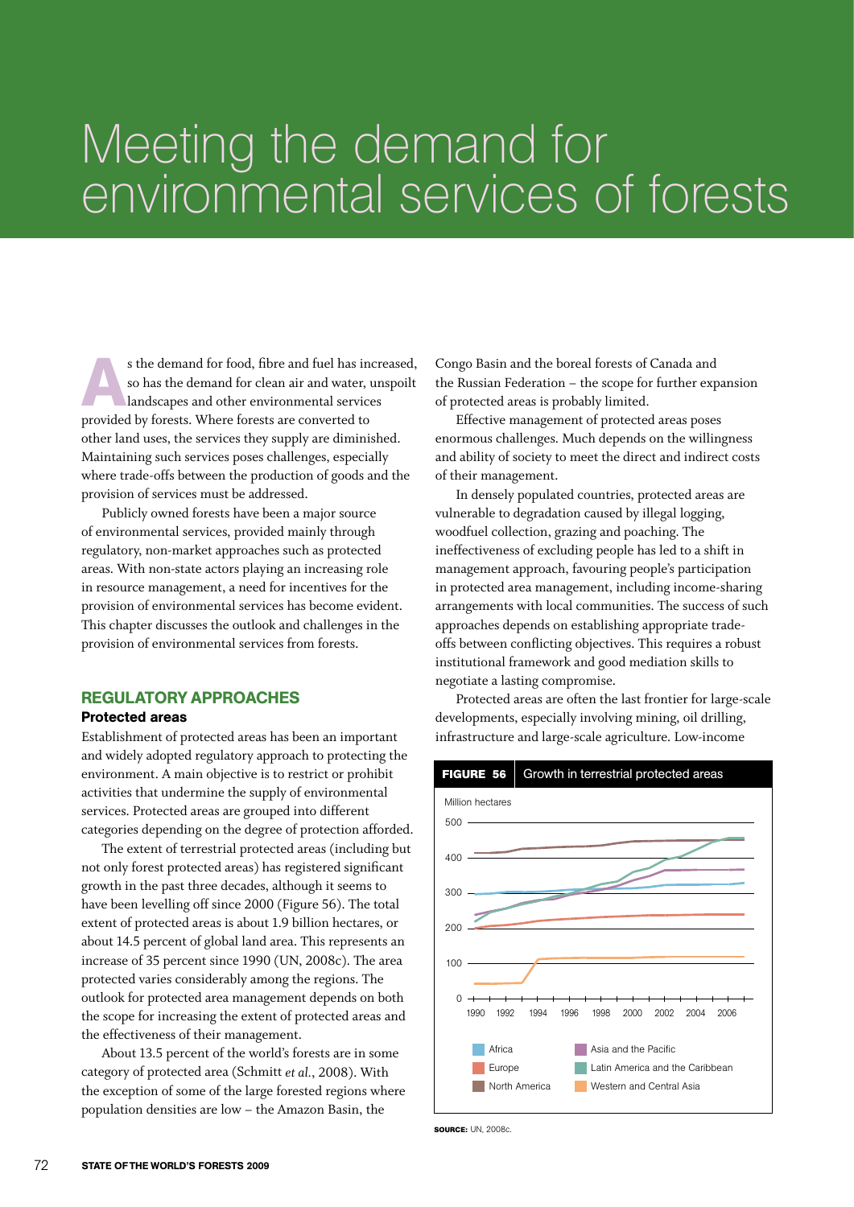# Meeting the demand for environmental services of forests

As the demand for food, fibre and fuel has increased, so has the demand for clean air and water, unspoilt landscapes and other environmental services provided by forests. Where forests are converted to other land uses, the services they supply are diminished. Maintaining such services poses challenges, especially where trade-offs between the production of goods and the provision of services must be addressed.

Publicly owned forests have been a major source of environmental services, provided mainly through regulatory, non-market approaches such as protected areas. With non-state actors playing an increasing role in resource management, a need for incentives for the provision of environmental services has become evident. This chapter discusses the outlook and challenges in the provision of environmental services from forests.

## REGULATORY APPROACHES

### Protected areas

Establishment of protected areas has been an important and widely adopted regulatory approach to protecting the environment. A main objective is to restrict or prohibit activities that undermine the supply of environmental services. Protected areas are grouped into different categories depending on the degree of protection afforded.

The extent of terrestrial protected areas (including but not only forest protected areas) has registered significant growth in the past three decades, although it seems to have been levelling off since 2000 (Figure 56). The total extent of protected areas is about 1.9 billion hectares, or about 14.5 percent of global land area. This represents an increase of 35 percent since 1990 (UN, 2008c). The area protected varies considerably among the regions. The outlook for protected area management depends on both the scope for increasing the extent of protected areas and the effectiveness of their management.

About 13.5 percent of the world's forests are in some category of protected area (Schmitt *et al.*, 2008). With the exception of some of the large forested regions where population densities are low – the Amazon Basin, the Congo Basin and the boreal forests of Canada and the Russian Federation – the scope for further expansion of protected areas is probably limited.

Effective management of protected areas poses enormous challenges. Much depends on the willingness and ability of society to meet the direct and indirect costs of their management.

In densely populated countries, protected areas are vulnerable to degradation caused by illegal logging, woodfuel collection, grazing and poaching. The ineffectiveness of excluding people has led to a shift in management approach, favouring people's participation in protected area management, including income-sharing arrangements with local communities. The success of such approaches depends on establishing appropriate trade-offs between conflicting objectives. This requires a robust institutional framework and good mediation skills to negotiate a lasting compromise.

Protected areas are often the last frontier for large-scale developments, especially involving mining, oil drilling, infrastructure and large-scale agriculture. Low-income

**FIGURE 56** Growth in terrestrial protected areas

Million hectares; 1990–2006. Legend: Africa, Europe, North America, Asia and the Pacific, Latin America and the Caribbean, Western and Central Asia

**SOURCE:** UN, 2008c.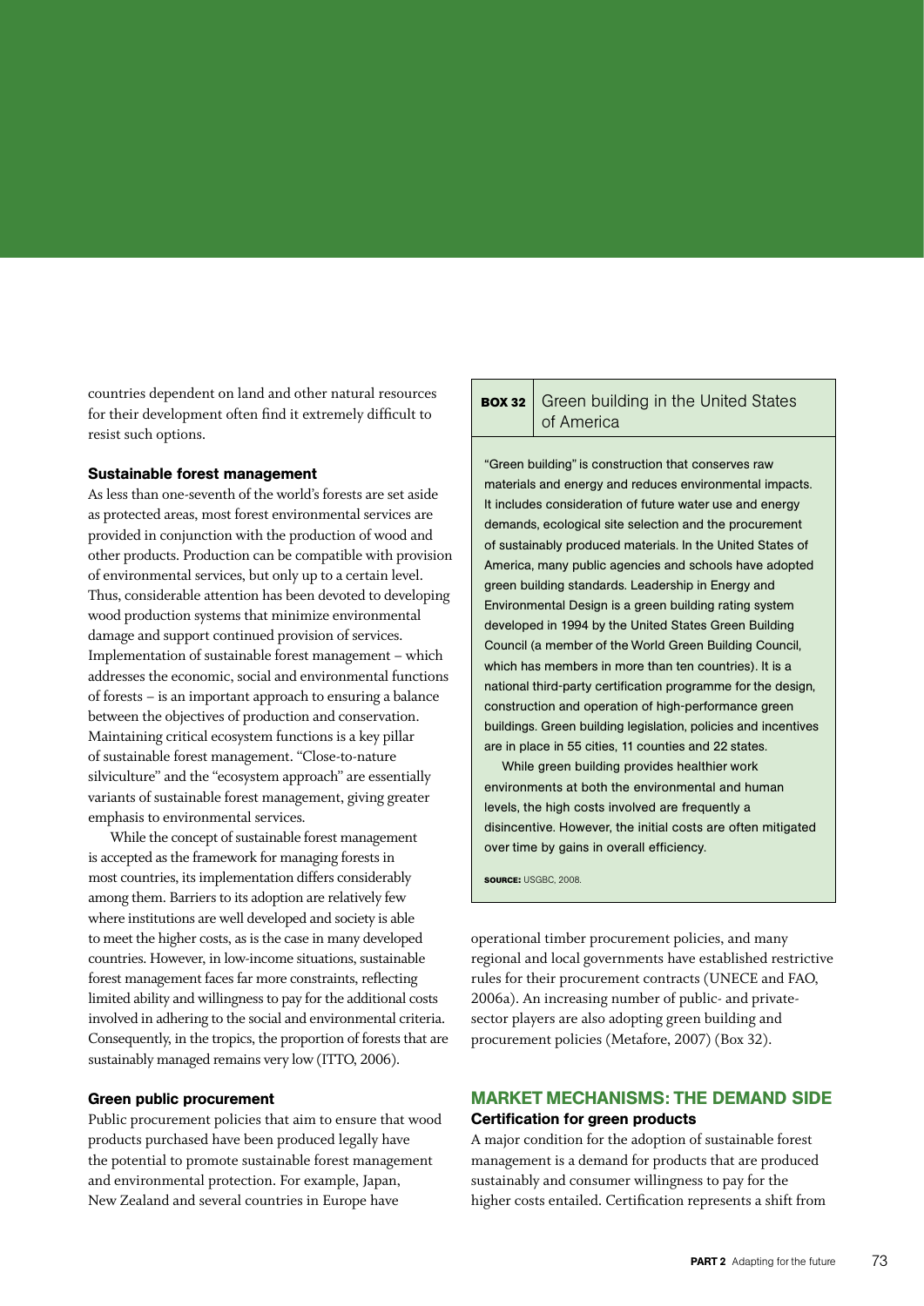countries dependent on land and other natural resources for their development often find it extremely difficult to resist such options.

### Sustainable forest management

As less than one-seventh of the world's forests are set aside as protected areas, most forest environmental services are provided in conjunction with the production of wood and other products. Production can be compatible with provision of environmental services, but only up to a certain level. Thus, considerable attention has been devoted to developing wood production systems that minimize environmental damage and support continued provision of services. Implementation of sustainable forest management – which addresses the economic, social and environmental functions of forests – is an important approach to ensuring a balance between the objectives of production and conservation. Maintaining critical ecosystem functions is a key pillar of sustainable forest management. "Close-to-nature silviculture" and the "ecosystem approach" are essentially variants of sustainable forest management, giving greater emphasis to environmental services.

While the concept of sustainable forest management is accepted as the framework for managing forests in most countries, its implementation differs considerably among them. Barriers to its adoption are relatively few where institutions are well developed and society is able to meet the higher costs, as is the case in many developed countries. However, in low-income situations, sustainable forest management faces far more constraints, reflecting limited ability and willingness to pay for the additional costs involved in adhering to the social and environmental criteria. Consequently, in the tropics, the proportion of forests that are sustainably managed remains very low (ITTO, 2006).

### Green public procurement

Public procurement policies that aim to ensure that wood products purchased have been produced legally have the potential to promote sustainable forest management and environmental protection. For example, Japan, New Zealand and several countries in Europe have operational timber procurement policies, and many regional and local governments have established restrictive rules for their procurement contracts (UNECE and FAO, 2006a). An increasing number of public- and private-sector players are also adopting green building and procurement policies (Metafore, 2007) (Box 32).

> **BOX 32** Green building in the United States of America
>
> "Green building" is construction that conserves raw materials and energy and reduces environmental impacts. It includes consideration of future water use and energy demands, ecological site selection and the procurement of sustainably produced materials. In the United States of America, many public agencies and schools have adopted green building standards. Leadership in Energy and Environmental Design is a green building rating system developed in 1994 by the United States Green Building Council (a member of the World Green Building Council, which has members in more than ten countries). It is a national third-party certification programme for the design, construction and operation of high-performance green buildings. Green building legislation, policies and incentives are in place in 55 cities, 11 counties and 22 states.
>
> While green building provides healthier work environments at both the environmental and human levels, the high costs involved are frequently a disincentive. However, the initial costs are often mitigated over time by gains in overall efficiency.
>
> **SOURCE:** USGBC, 2008.

## MARKET MECHANISMS: THE DEMAND SIDE

### Certification for green products

A major condition for the adoption of sustainable forest management is a demand for products that are produced sustainably and consumer willingness to pay for the higher costs entailed. Certification represents a shift from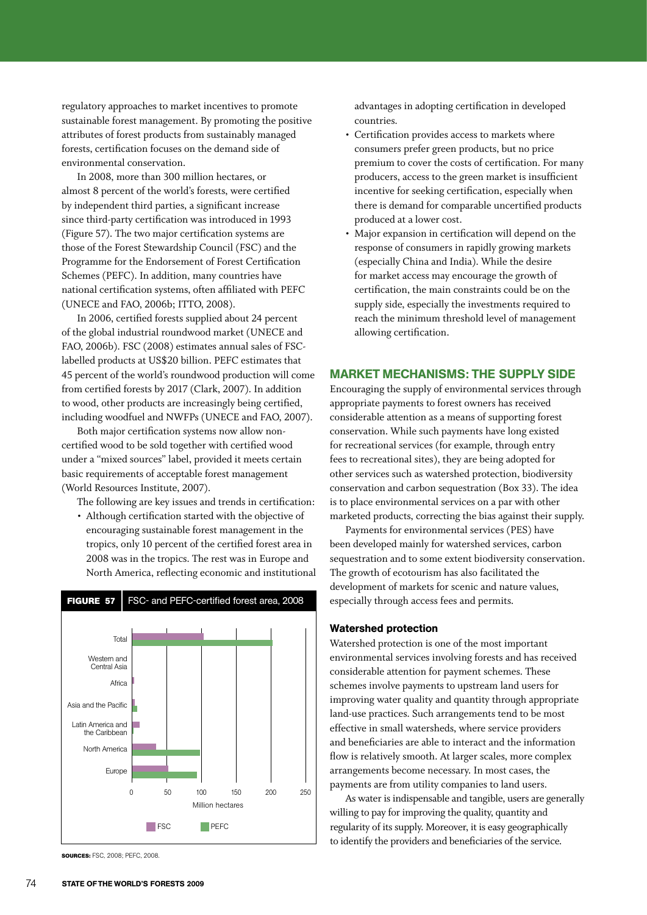regulatory approaches to market incentives to promote sustainable forest management. By promoting the positive attributes of forest products from sustainably managed forests, certification focuses on the demand side of environmental conservation.

In 2008, more than 300 million hectares, or almost 8 percent of the world's forests, were certified by independent third parties, a significant increase since third-party certification was introduced in 1993 (Figure 57). The two major certification systems are those of the Forest Stewardship Council (FSC) and the Programme for the Endorsement of Forest Certification Schemes (PEFC). In addition, many countries have national certification systems, often affiliated with PEFC (UNECE and FAO, 2006b; ITTO, 2008).

In 2006, certified forests supplied about 24 percent of the global industrial roundwood market (UNECE and FAO, 2006b). FSC (2008) estimates annual sales of FSC-labelled products at US$20 billion. PEFC estimates that 45 percent of the world's roundwood production will come from certified forests by 2017 (Clark, 2007). In addition to wood, other products are increasingly being certified, including woodfuel and NWFPs (UNECE and FAO, 2007).

Both major certification systems now allow non-certified wood to be sold together with certified wood under a "mixed sources" label, provided it meets certain basic requirements of acceptable forest management (World Resources Institute, 2007).

The following are key issues and trends in certification:

- Although certification started with the objective of encouraging sustainable forest management in the tropics, only 10 percent of the certified forest area in 2008 was in the tropics. The rest was in Europe and North America, reflecting economic and institutional advantages in adopting certification in developed countries.
- Certification provides access to markets where consumers prefer green products, but no price premium to cover the costs of certification. For many producers, access to the green market is insufficient incentive for seeking certification, especially when there is demand for comparable uncertified products produced at a lower cost.
- Major expansion in certification will depend on the response of consumers in rapidly growing markets (especially China and India). While the desire for market access may encourage the growth of certification, the main constraints could be on the supply side, especially the investments required to reach the minimum threshold level of management allowing certification.

**FIGURE 57** FSC- and PEFC-certified forest area, 2008

Total
Western and Central Asia
Africa
Asia and the Pacific
Latin America and the Caribbean
North America
Europe

0 50 100 150 200 250
Million hectares

FSC PEFC

**SOURCES:** FSC, 2008; PEFC, 2008.

## MARKET MECHANISMS: THE SUPPLY SIDE

Encouraging the supply of environmental services through appropriate payments to forest owners has received considerable attention as a means of supporting forest conservation. While such payments have long existed for recreational services (for example, through entry fees to recreational sites), they are being adopted for other services such as watershed protection, biodiversity conservation and carbon sequestration (Box 33). The idea is to place environmental services on a par with other marketed products, correcting the bias against their supply.

Payments for environmental services (PES) have been developed mainly for watershed services, carbon sequestration and to some extent biodiversity conservation. The growth of ecotourism has also facilitated the development of markets for scenic and nature values, especially through access fees and permits.

### Watershed protection

Watershed protection is one of the most important environmental services involving forests and has received considerable attention for payment schemes. These schemes involve payments to upstream land users for improving water quality and quantity through appropriate land-use practices. Such arrangements tend to be most effective in small watersheds, where service providers and beneficiaries are able to interact and the information flow is relatively smooth. At larger scales, more complex arrangements become necessary. In most cases, the payments are from utility companies to land users.

As water is indispensable and tangible, users are generally willing to pay for improving the quality, quantity and regularity of its supply. Moreover, it is easy geographically to identify the providers and beneficiaries of the service.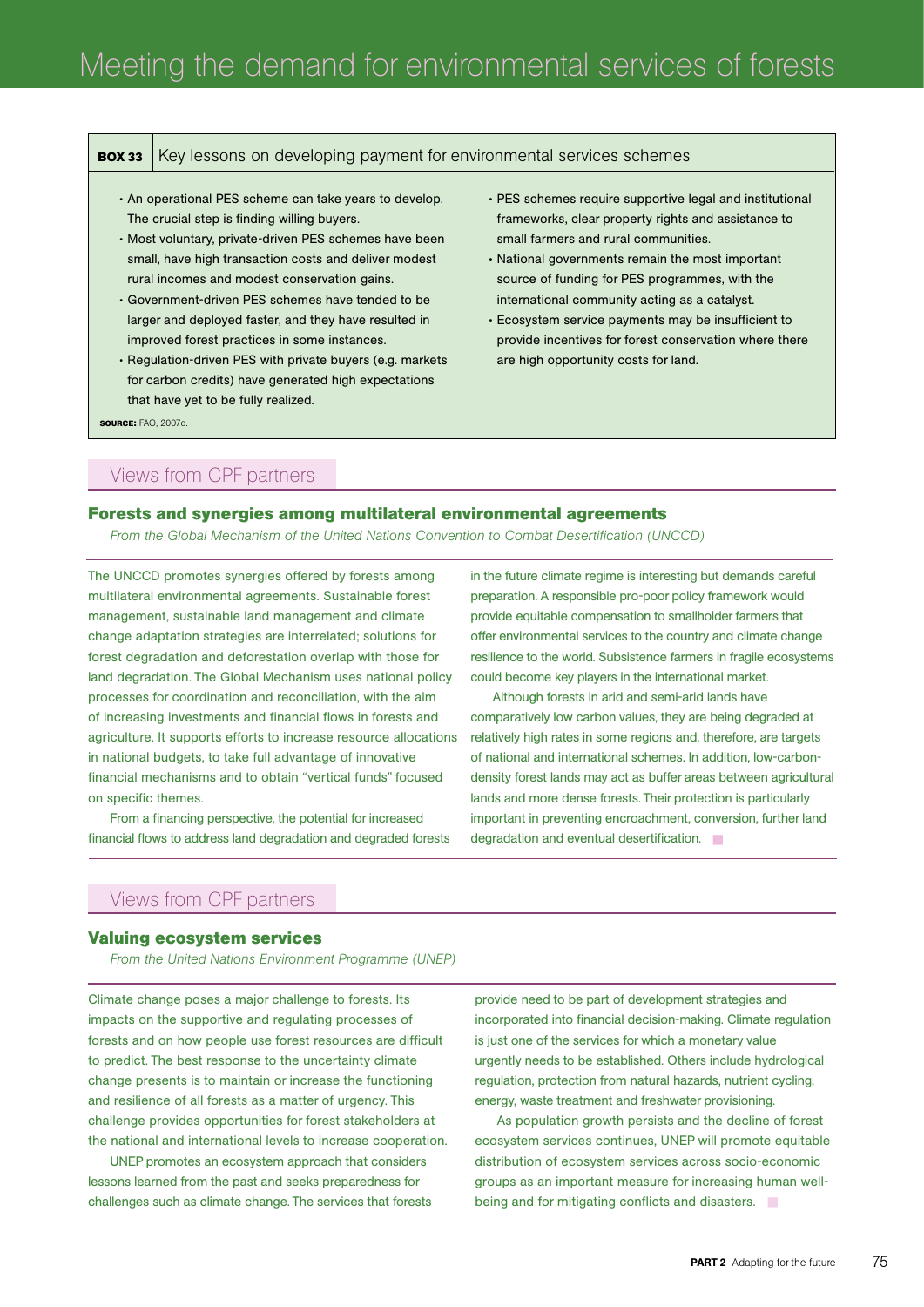# Meeting the demand for environmental services of forests

**BOX 33** Key lessons on developing payment for environmental services schemes

- An operational PES scheme can take years to develop. The crucial step is finding willing buyers.
- Most voluntary, private-driven PES schemes have been small, have high transaction costs and deliver modest rural incomes and modest conservation gains.
- Government-driven PES schemes have tended to be larger and deployed faster, and they have resulted in improved forest practices in some instances.
- Regulation-driven PES with private buyers (e.g. markets for carbon credits) have generated high expectations that have yet to be fully realized.
- PES schemes require supportive legal and institutional frameworks, clear property rights and assistance to small farmers and rural communities.
- National governments remain the most important source of funding for PES programmes, with the international community acting as a catalyst.
- Ecosystem service payments may be insufficient to provide incentives for forest conservation where there are high opportunity costs for land.

**SOURCE:** FAO, 2007d.

## Views from CPF partners

### Forests and synergies among multilateral environmental agreements

*From the Global Mechanism of the United Nations Convention to Combat Desertification (UNCCD)*

The UNCCD promotes synergies offered by forests among multilateral environmental agreements. Sustainable forest management, sustainable land management and climate change adaptation strategies are interrelated; solutions for forest degradation and deforestation overlap with those for land degradation. The Global Mechanism uses national policy processes for coordination and reconciliation, with the aim of increasing investments and financial flows in forests and agriculture. It supports efforts to increase resource allocations in national budgets, to take full advantage of innovative financial mechanisms and to obtain "vertical funds" focused on specific themes.

From a financing perspective, the potential for increased financial flows to address land degradation and degraded forests in the future climate regime is interesting but demands careful preparation. A responsible pro-poor policy framework would provide equitable compensation to smallholder farmers that offer environmental services to the country and climate change resilience to the world. Subsistence farmers in fragile ecosystems could become key players in the international market.

Although forests in arid and semi-arid lands have comparatively low carbon values, they are being degraded at relatively high rates in some regions and, therefore, are targets of national and international schemes. In addition, low-carbon-density forest lands may act as buffer areas between agricultural lands and more dense forests. Their protection is particularly important in preventing encroachment, conversion, further land degradation and eventual desertification.

## Views from CPF partners

### Valuing ecosystem services

*From the United Nations Environment Programme (UNEP)*

Climate change poses a major challenge to forests. Its impacts on the supportive and regulating processes of forests and on how people use forest resources are difficult to predict. The best response to the uncertainty climate change presents is to maintain or increase the functioning and resilience of all forests as a matter of urgency. This challenge provides opportunities for forest stakeholders at the national and international levels to increase cooperation.

UNEP promotes an ecosystem approach that considers lessons learned from the past and seeks preparedness for challenges such as climate change. The services that forests provide need to be part of development strategies and incorporated into financial decision-making. Climate regulation is just one of the services for which a monetary value urgently needs to be established. Others include hydrological regulation, protection from natural hazards, nutrient cycling, energy, waste treatment and freshwater provisioning.

As population growth persists and the decline of forest ecosystem services continues, UNEP will promote equitable distribution of ecosystem services across socio-economic groups as an important measure for increasing human well-being and for mitigating conflicts and disasters.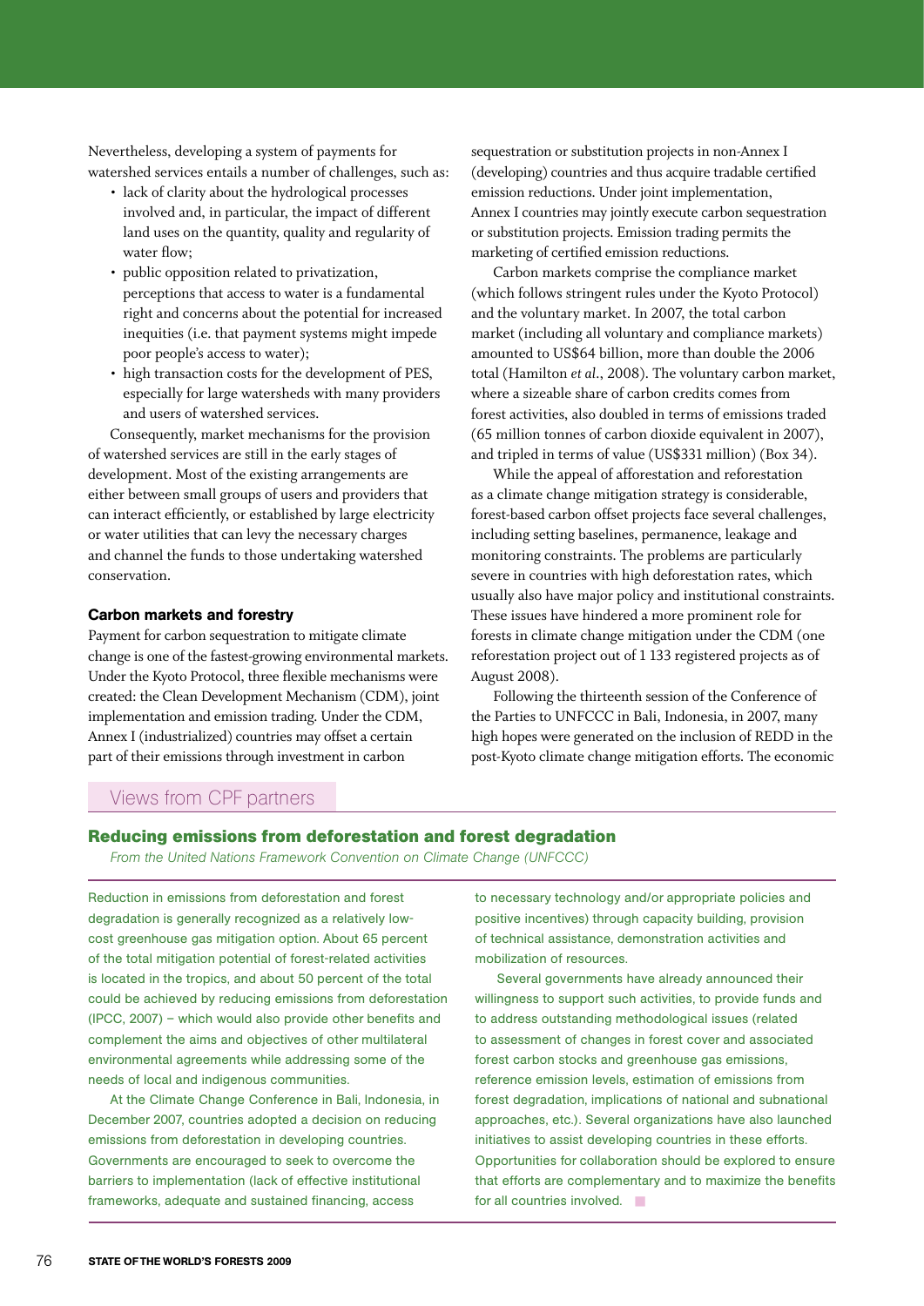Nevertheless, developing a system of payments for watershed services entails a number of challenges, such as:

- lack of clarity about the hydrological processes involved and, in particular, the impact of different land uses on the quantity, quality and regularity of water flow;
- public opposition related to privatization, perceptions that access to water is a fundamental right and concerns about the potential for increased inequities (i.e. that payment systems might impede poor people's access to water);
- high transaction costs for the development of PES, especially for large watersheds with many providers and users of watershed services.

Consequently, market mechanisms for the provision of watershed services are still in the early stages of development. Most of the existing arrangements are either between small groups of users and providers that can interact efficiently, or established by large electricity or water utilities that can levy the necessary charges and channel the funds to those undertaking watershed conservation.

### Carbon markets and forestry

Payment for carbon sequestration to mitigate climate change is one of the fastest-growing environmental markets. Under the Kyoto Protocol, three flexible mechanisms were created: the Clean Development Mechanism (CDM), joint implementation and emission trading. Under the CDM, Annex I (industrialized) countries may offset a certain part of their emissions through investment in carbon sequestration or substitution projects in non-Annex I (developing) countries and thus acquire tradable certified emission reductions. Under joint implementation, Annex I countries may jointly execute carbon sequestration or substitution projects. Emission trading permits the marketing of certified emission reductions.

Carbon markets comprise the compliance market (which follows stringent rules under the Kyoto Protocol) and the voluntary market. In 2007, the total carbon market (including all voluntary and compliance markets) amounted to US$64 billion, more than double the 2006 total (Hamilton *et al.*, 2008). The voluntary carbon market, where a sizeable share of carbon credits comes from forest activities, also doubled in terms of emissions traded (65 million tonnes of carbon dioxide equivalent in 2007), and tripled in terms of value (US$331 million) (Box 34).

While the appeal of afforestation and reforestation as a climate change mitigation strategy is considerable, forest-based carbon offset projects face several challenges, including setting baselines, permanence, leakage and monitoring constraints. The problems are particularly severe in countries with high deforestation rates, which usually also have major policy and institutional constraints. These issues have hindered a more prominent role for forests in climate change mitigation under the CDM (one reforestation project out of 1 133 registered projects as of August 2008).

Following the thirteenth session of the Conference of the Parties to UNFCCC in Bali, Indonesia, in 2007, many high hopes were generated on the inclusion of REDD in the post-Kyoto climate change mitigation efforts. The economic

---

Views from CPF partners

### Reducing emissions from deforestation and forest degradation

*From the United Nations Framework Convention on Climate Change (UNFCCC)*

Reduction in emissions from deforestation and forest degradation is generally recognized as a relatively low-cost greenhouse gas mitigation option. About 65 percent of the total mitigation potential of forest-related activities is located in the tropics, and about 50 percent of the total could be achieved by reducing emissions from deforestation (IPCC, 2007) – which would also provide other benefits and complement the aims and objectives of other multilateral environmental agreements while addressing some of the needs of local and indigenous communities.

At the Climate Change Conference in Bali, Indonesia, in December 2007, countries adopted a decision on reducing emissions from deforestation in developing countries. Governments are encouraged to seek to overcome the barriers to implementation (lack of effective institutional frameworks, adequate and sustained financing, access to necessary technology and/or appropriate policies and positive incentives) through capacity building, provision of technical assistance, demonstration activities and mobilization of resources.

Several governments have already announced their willingness to support such activities, to provide funds and to address outstanding methodological issues (related to assessment of changes in forest cover and associated forest carbon stocks and greenhouse gas emissions, reference emission levels, estimation of emissions from forest degradation, implications of national and subnational approaches, etc.). Several organizations have also launched initiatives to assist developing countries in these efforts. Opportunities for collaboration should be explored to ensure that efforts are complementary and to maximize the benefits for all countries involved.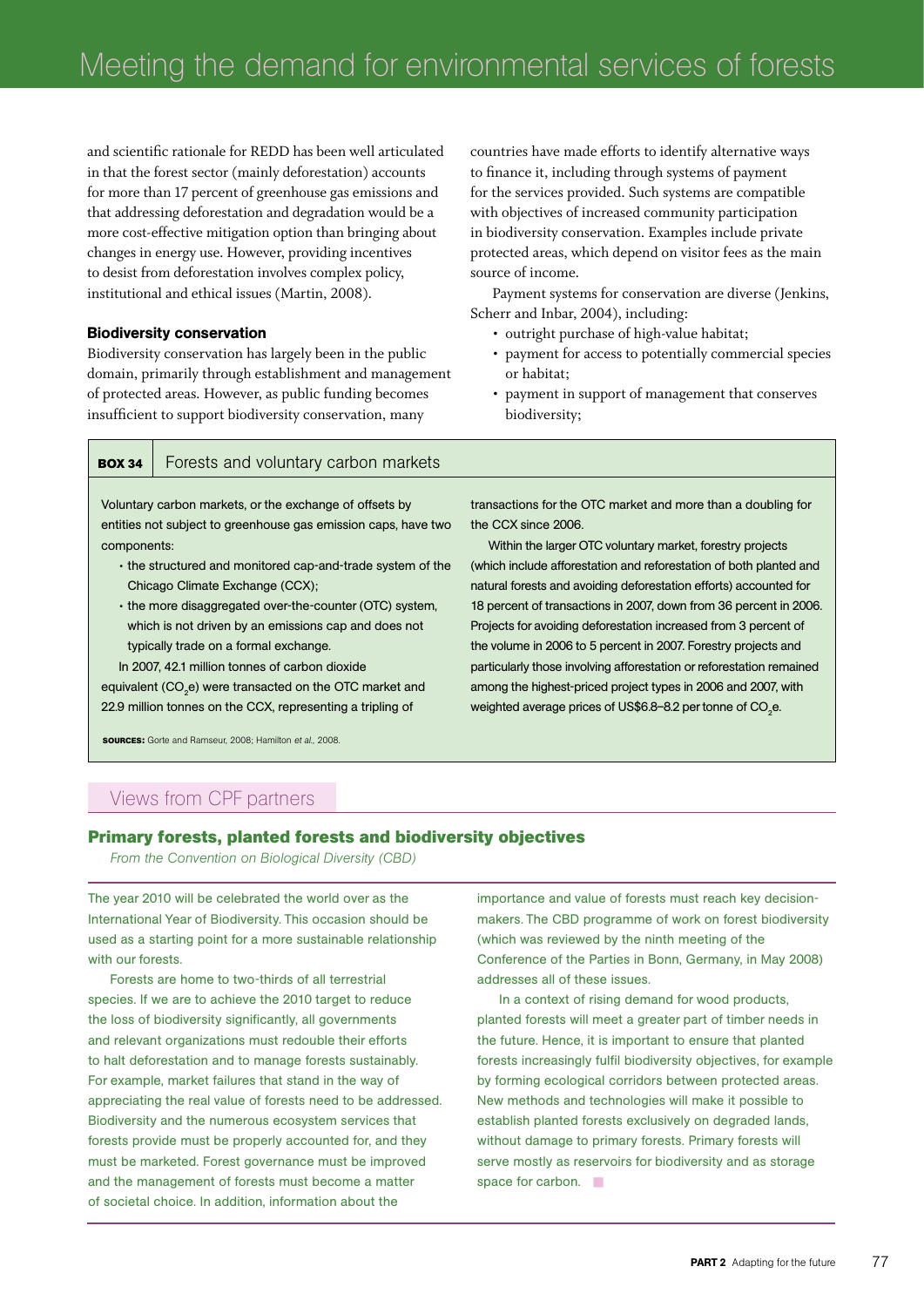and scientific rationale for REDD has been well articulated in that the forest sector (mainly deforestation) accounts for more than 17 percent of greenhouse gas emissions and that addressing deforestation and degradation would be a more cost-effective mitigation option than bringing about changes in energy use. However, providing incentives to desist from deforestation involves complex policy, institutional and ethical issues (Martin, 2008).

### Biodiversity conservation

Biodiversity conservation has largely been in the public domain, primarily through establishment and management of protected areas. However, as public funding becomes insufficient to support biodiversity conservation, many countries have made efforts to identify alternative ways to finance it, including through systems of payment for the services provided. Such systems are compatible with objectives of increased community participation in biodiversity conservation. Examples include private protected areas, which depend on visitor fees as the main source of income.

Payment systems for conservation are diverse (Jenkins, Scherr and Inbar, 2004), including:

- outright purchase of high-value habitat;
- payment for access to potentially commercial species or habitat;
- payment in support of management that conserves biodiversity;

> **BOX 34** Forests and voluntary carbon markets
>
> Voluntary carbon markets, or the exchange of offsets by entities not subject to greenhouse gas emission caps, have two components:
>
> - the structured and monitored cap-and-trade system of the Chicago Climate Exchange (CCX);
> - the more disaggregated over-the-counter (OTC) system, which is not driven by an emissions cap and does not typically trade on a formal exchange.
>
> In 2007, 42.1 million tonnes of carbon dioxide equivalent ($CO_2$e) were transacted on the OTC market and 22.9 million tonnes on the CCX, representing a tripling of transactions for the OTC market and more than a doubling for the CCX since 2006.
>
> Within the larger OTC voluntary market, forestry projects (which include afforestation and reforestation of both planted and natural forests and avoiding deforestation efforts) accounted for 18 percent of transactions in 2007, down from 36 percent in 2006. Projects for avoiding deforestation increased from 3 percent of the volume in 2006 to 5 percent in 2007. Forestry projects and particularly those involving afforestation or reforestation remained among the highest-priced project types in 2006 and 2007, with weighted average prices of US$6.8–8.2 per tonne of $CO_2$e.
>
> **SOURCES:** Gorte and Ramseur, 2008; Hamilton *et al.*, 2008.

## Views from CPF partners

### Primary forests, planted forests and biodiversity objectives

*From the Convention on Biological Diversity (CBD)*

The year 2010 will be celebrated the world over as the International Year of Biodiversity. This occasion should be used as a starting point for a more sustainable relationship with our forests.

Forests are home to two-thirds of all terrestrial species. If we are to achieve the 2010 target to reduce the loss of biodiversity significantly, all governments and relevant organizations must redouble their efforts to halt deforestation and to manage forests sustainably. For example, market failures that stand in the way of appreciating the real value of forests need to be addressed. Biodiversity and the numerous ecosystem services that forests provide must be properly accounted for, and they must be marketed. Forest governance must be improved and the management of forests must become a matter of societal choice. In addition, information about the importance and value of forests must reach key decision-makers. The CBD programme of work on forest biodiversity (which was reviewed by the ninth meeting of the Conference of the Parties in Bonn, Germany, in May 2008) addresses all of these issues.

In a context of rising demand for wood products, planted forests will meet a greater part of timber needs in the future. Hence, it is important to ensure that planted forests increasingly fulfil biodiversity objectives, for example by forming ecological corridors between protected areas. New methods and technologies will make it possible to establish planted forests exclusively on degraded lands, without damage to primary forests. Primary forests will serve mostly as reservoirs for biodiversity and as storage space for carbon.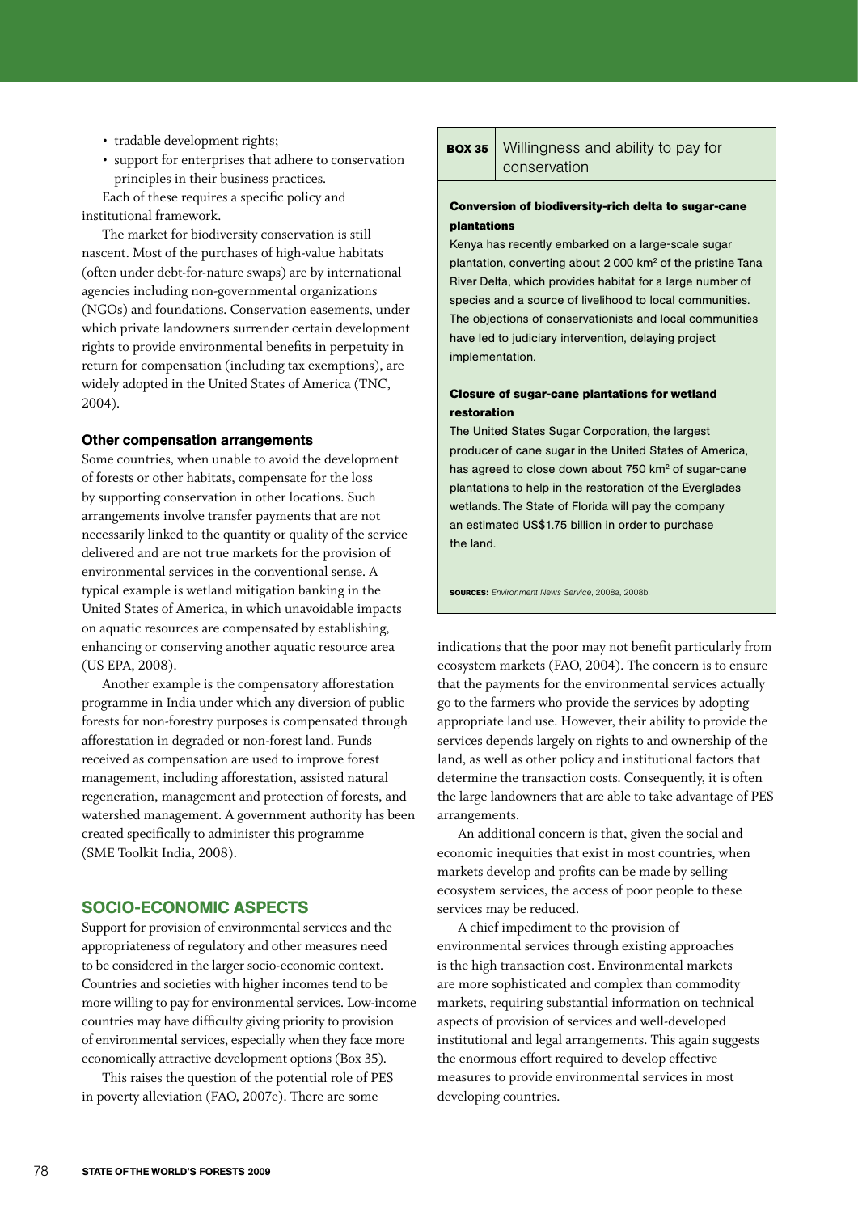- tradable development rights;
- support for enterprises that adhere to conservation principles in their business practices.

Each of these requires a specific policy and institutional framework.

The market for biodiversity conservation is still nascent. Most of the purchases of high-value habitats (often under debt-for-nature swaps) are by international agencies including non-governmental organizations (NGOs) and foundations. Conservation easements, under which private landowners surrender certain development rights to provide environmental benefits in perpetuity in return for compensation (including tax exemptions), are widely adopted in the United States of America (TNC, 2004).

### Other compensation arrangements

Some countries, when unable to avoid the development of forests or other habitats, compensate for the loss by supporting conservation in other locations. Such arrangements involve transfer payments that are not necessarily linked to the quantity or quality of the service delivered and are not true markets for the provision of environmental services in the conventional sense. A typical example is wetland mitigation banking in the United States of America, in which unavoidable impacts on aquatic resources are compensated by establishing, enhancing or conserving another aquatic resource area (US EPA, 2008).

Another example is the compensatory afforestation programme in India under which any diversion of public forests for non-forestry purposes is compensated through afforestation in degraded or non-forest land. Funds received as compensation are used to improve forest management, including afforestation, assisted natural regeneration, management and protection of forests, and watershed management. A government authority has been created specifically to administer this programme (SME Toolkit India, 2008).

## SOCIO-ECONOMIC ASPECTS

Support for provision of environmental services and the appropriateness of regulatory and other measures need to be considered in the larger socio-economic context. Countries and societies with higher incomes tend to be more willing to pay for environmental services. Low-income countries may have difficulty giving priority to provision of environmental services, especially when they face more economically attractive development options (Box 35).

This raises the question of the potential role of PES in poverty alleviation (FAO, 2007e). There are some indications that the poor may not benefit particularly from ecosystem markets (FAO, 2004). The concern is to ensure that the payments for the environmental services actually go to the farmers who provide the services by adopting appropriate land use. However, their ability to provide the services depends largely on rights to and ownership of the land, as well as other policy and institutional factors that determine the transaction costs. Consequently, it is often the large landowners that are able to take advantage of PES arrangements.

An additional concern is that, given the social and economic inequities that exist in most countries, when markets develop and profits can be made by selling ecosystem services, the access of poor people to these services may be reduced.

A chief impediment to the provision of environmental services through existing approaches is the high transaction cost. Environmental markets are more sophisticated and complex than commodity markets, requiring substantial information on technical aspects of provision of services and well-developed institutional and legal arrangements. This again suggests the enormous effort required to develop effective measures to provide environmental services in most developing countries.

---

**BOX 35** Willingness and ability to pay for conservation

**Conversion of biodiversity-rich delta to sugar-cane plantations**

Kenya has recently embarked on a large-scale sugar plantation, converting about 2 000 km² of the pristine Tana River Delta, which provides habitat for a large number of species and a source of livelihood to local communities. The objections of conservationists and local communities have led to judiciary intervention, delaying project implementation.

**Closure of sugar-cane plantations for wetland restoration**

The United States Sugar Corporation, the largest producer of cane sugar in the United States of America, has agreed to close down about 750 km² of sugar-cane plantations to help in the restoration of the Everglades wetlands. The State of Florida will pay the company an estimated US$1.75 billion in order to purchase the land.

**SOURCES:** *Environment News Service*, 2008a, 2008b.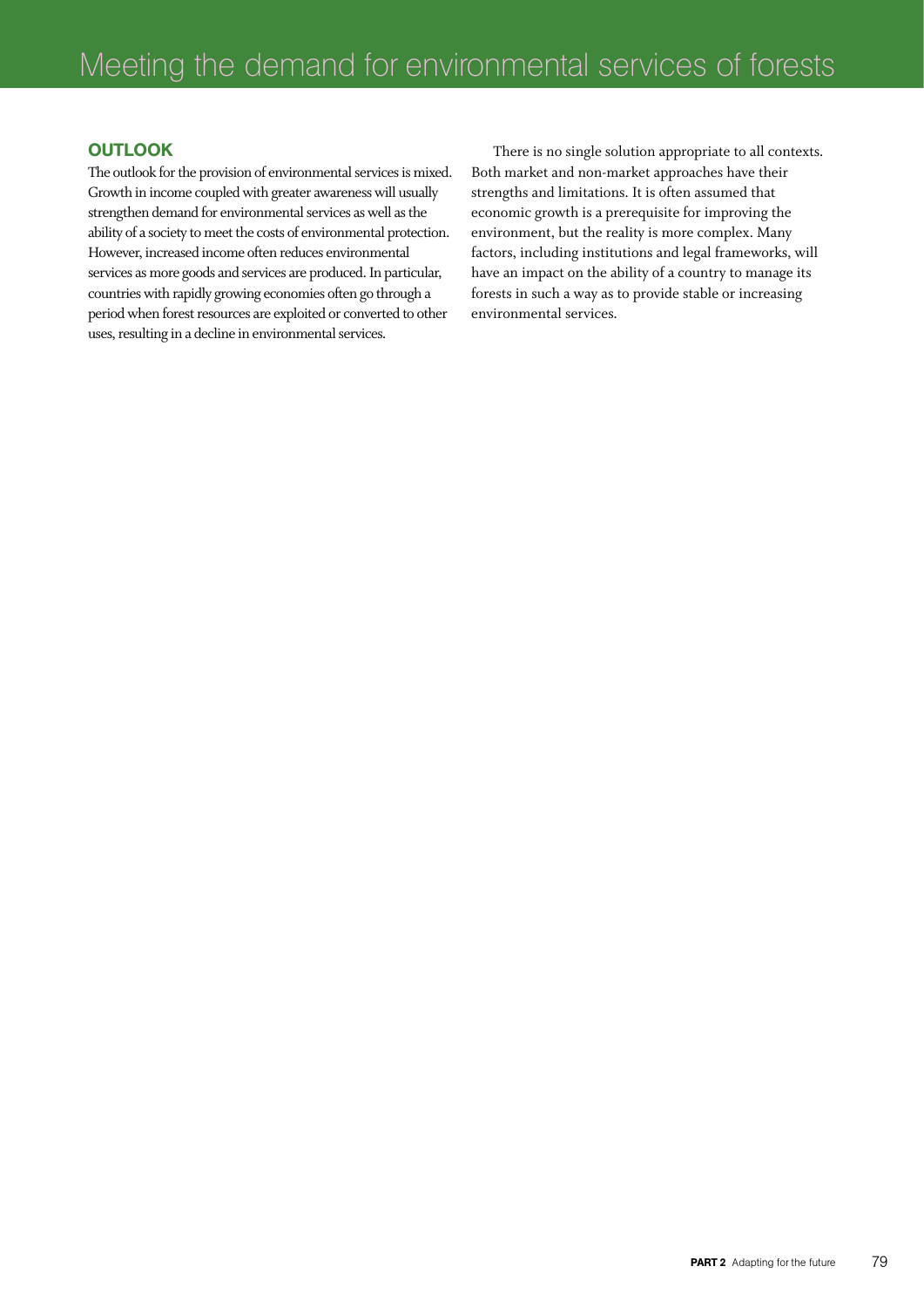## OUTLOOK

The outlook for the provision of environmental services is mixed. Growth in income coupled with greater awareness will usually strengthen demand for environmental services as well as the ability of a society to meet the costs of environmental protection. However, increased income often reduces environmental services as more goods and services are produced. In particular, countries with rapidly growing economies often go through a period when forest resources are exploited or converted to other uses, resulting in a decline in environmental services.

There is no single solution appropriate to all contexts. Both market and non-market approaches have their strengths and limitations. It is often assumed that economic growth is a prerequisite for improving the environment, but the reality is more complex. Many factors, including institutions and legal frameworks, will have an impact on the ability of a country to manage its forests in such a way as to provide stable or increasing environmental services.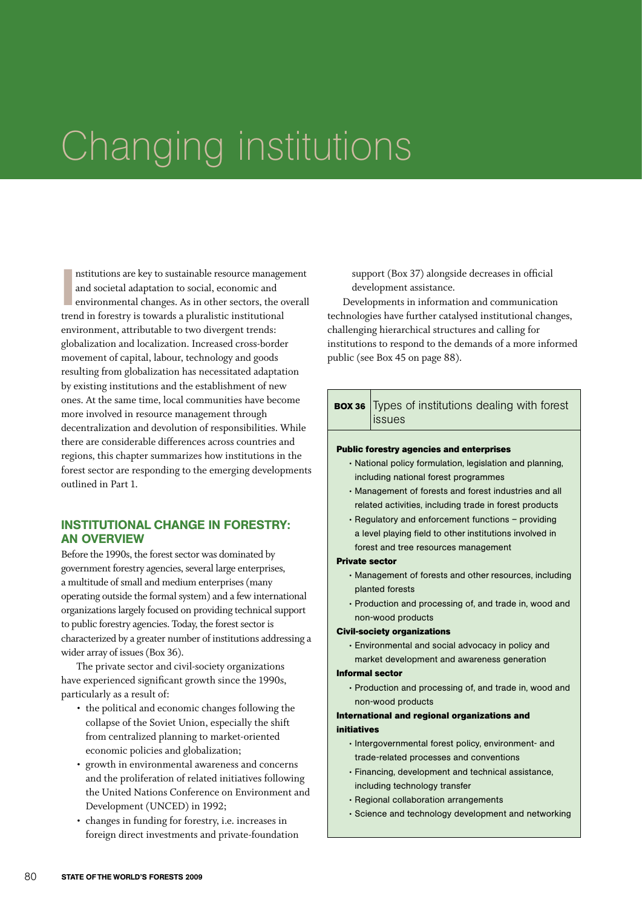# Changing institutions

Institutions are key to sustainable resource management and societal adaptation to social, economic and environmental changes. As in other sectors, the overall trend in forestry is towards a pluralistic institutional environment, attributable to two divergent trends: globalization and localization. Increased cross-border movement of capital, labour, technology and goods resulting from globalization has necessitated adaptation by existing institutions and the establishment of new ones. At the same time, local communities have become more involved in resource management through decentralization and devolution of responsibilities. While there are considerable differences across countries and regions, this chapter summarizes how institutions in the forest sector are responding to the emerging developments outlined in Part 1.

## INSTITUTIONAL CHANGE IN FORESTRY: AN OVERVIEW

Before the 1990s, the forest sector was dominated by government forestry agencies, several large enterprises, a multitude of small and medium enterprises (many operating outside the formal system) and a few international organizations largely focused on providing technical support to public forestry agencies. Today, the forest sector is characterized by a greater number of institutions addressing a wider array of issues (Box 36).

The private sector and civil-society organizations have experienced significant growth since the 1990s, particularly as a result of:

- the political and economic changes following the collapse of the Soviet Union, especially the shift from centralized planning to market-oriented economic policies and globalization;
- growth in environmental awareness and concerns and the proliferation of related initiatives following the United Nations Conference on Environment and Development (UNCED) in 1992;
- changes in funding for forestry, i.e. increases in foreign direct investments and private-foundation support (Box 37) alongside decreases in official development assistance.

Developments in information and communication technologies have further catalysed institutional changes, challenging hierarchical structures and calling for institutions to respond to the demands of a more informed public (see Box 45 on page 88).

**BOX 36** Types of institutions dealing with forest issues

**Public forestry agencies and enterprises**

- National policy formulation, legislation and planning, including national forest programmes
- Management of forests and forest industries and all related activities, including trade in forest products
- Regulatory and enforcement functions – providing a level playing field to other institutions involved in forest and tree resources management

**Private sector**

- Management of forests and other resources, including planted forests
- Production and processing of, and trade in, wood and non-wood products

**Civil-society organizations**

- Environmental and social advocacy in policy and market development and awareness generation

**Informal sector**

- Production and processing of, and trade in, wood and non-wood products

**International and regional organizations and initiatives**

- Intergovernmental forest policy, environment- and trade-related processes and conventions
- Financing, development and technical assistance, including technology transfer
- Regional collaboration arrangements
- Science and technology development and networking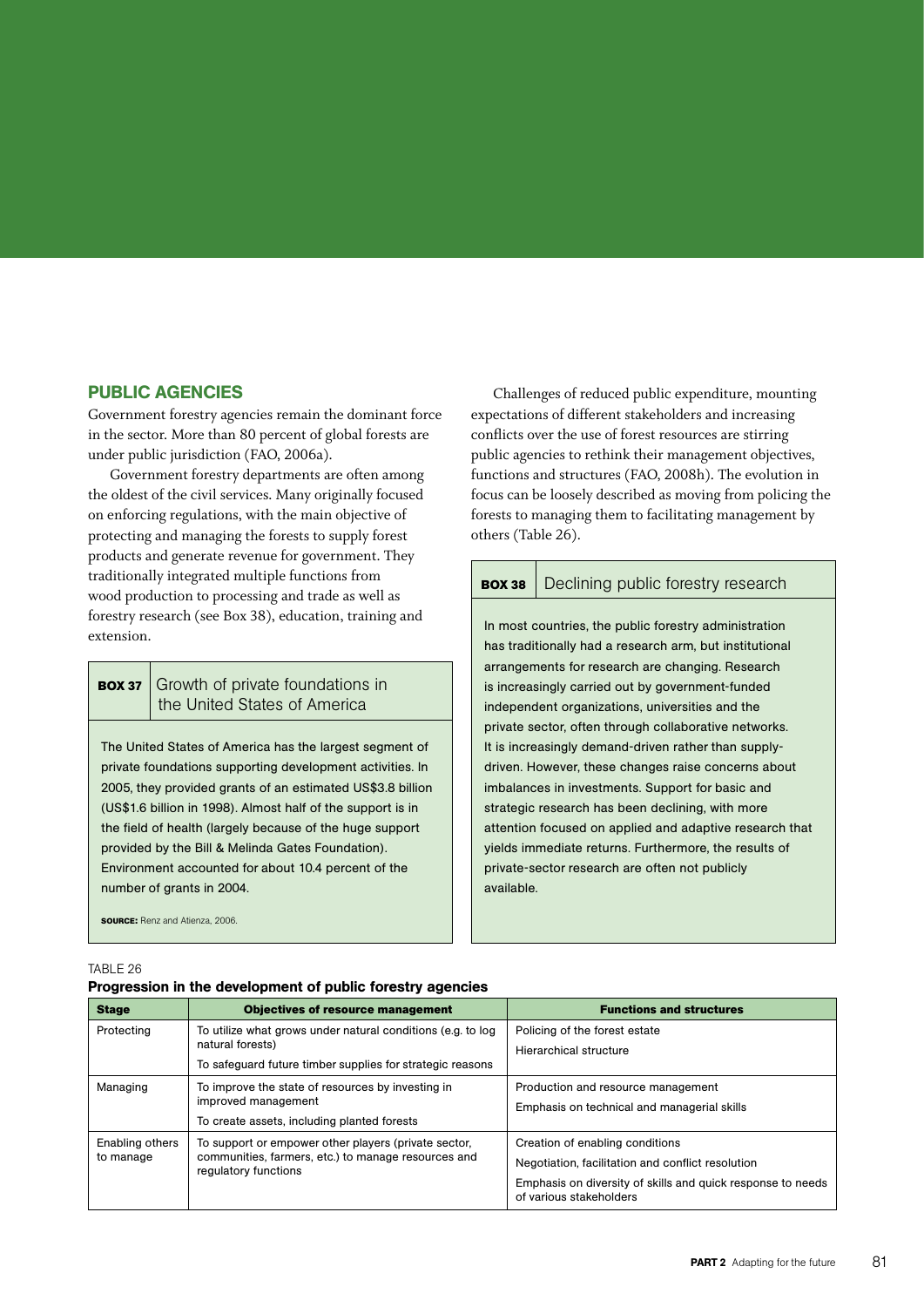## PUBLIC AGENCIES

Government forestry agencies remain the dominant force in the sector. More than 80 percent of global forests are under public jurisdiction (FAO, 2006a).

Government forestry departments are often among the oldest of the civil services. Many originally focused on enforcing regulations, with the main objective of protecting and managing the forests to supply forest products and generate revenue for government. They traditionally integrated multiple functions from wood production to processing and trade as well as forestry research (see Box 38), education, training and extension.

> **BOX 37** Growth of private foundations in the United States of America
>
> The United States of America has the largest segment of private foundations supporting development activities. In 2005, they provided grants of an estimated US$3.8 billion (US$1.6 billion in 1998). Almost half of the support is in the field of health (largely because of the huge support provided by the Bill & Melinda Gates Foundation). Environment accounted for about 10.4 percent of the number of grants in 2004.
>
> **SOURCE:** Renz and Atienza, 2006.

Challenges of reduced public expenditure, mounting expectations of different stakeholders and increasing conflicts over the use of forest resources are stirring public agencies to rethink their management objectives, functions and structures (FAO, 2008h). The evolution in focus can be loosely described as moving from policing the forests to managing them to facilitating management by others (Table 26).

> **BOX 38** Declining public forestry research
>
> In most countries, the public forestry administration has traditionally had a research arm, but institutional arrangements for research are changing. Research is increasingly carried out by government-funded independent organizations, universities and the private sector, often through collaborative networks. It is increasingly demand-driven rather than supply-driven. However, these changes raise concerns about imbalances in investments. Support for basic and strategic research has been declining, with more attention focused on applied and adaptive research that yields immediate returns. Furthermore, the results of private-sector research are often not publicly available.

TABLE 26

**Progression in the development of public forestry agencies**

| Stage | Objectives of resource management | Functions and structures |
|---|---|---|
| Protecting | To utilize what grows under natural conditions (e.g. to log natural forests)<br>To safeguard future timber supplies for strategic reasons | Policing of the forest estate<br>Hierarchical structure |
| Managing | To improve the state of resources by investing in improved management<br>To create assets, including planted forests | Production and resource management<br>Emphasis on technical and managerial skills |
| Enabling others to manage | To support or empower other players (private sector, communities, farmers, etc.) to manage resources and regulatory functions | Creation of enabling conditions<br>Negotiation, facilitation and conflict resolution<br>Emphasis on diversity of skills and quick response to needs of various stakeholders |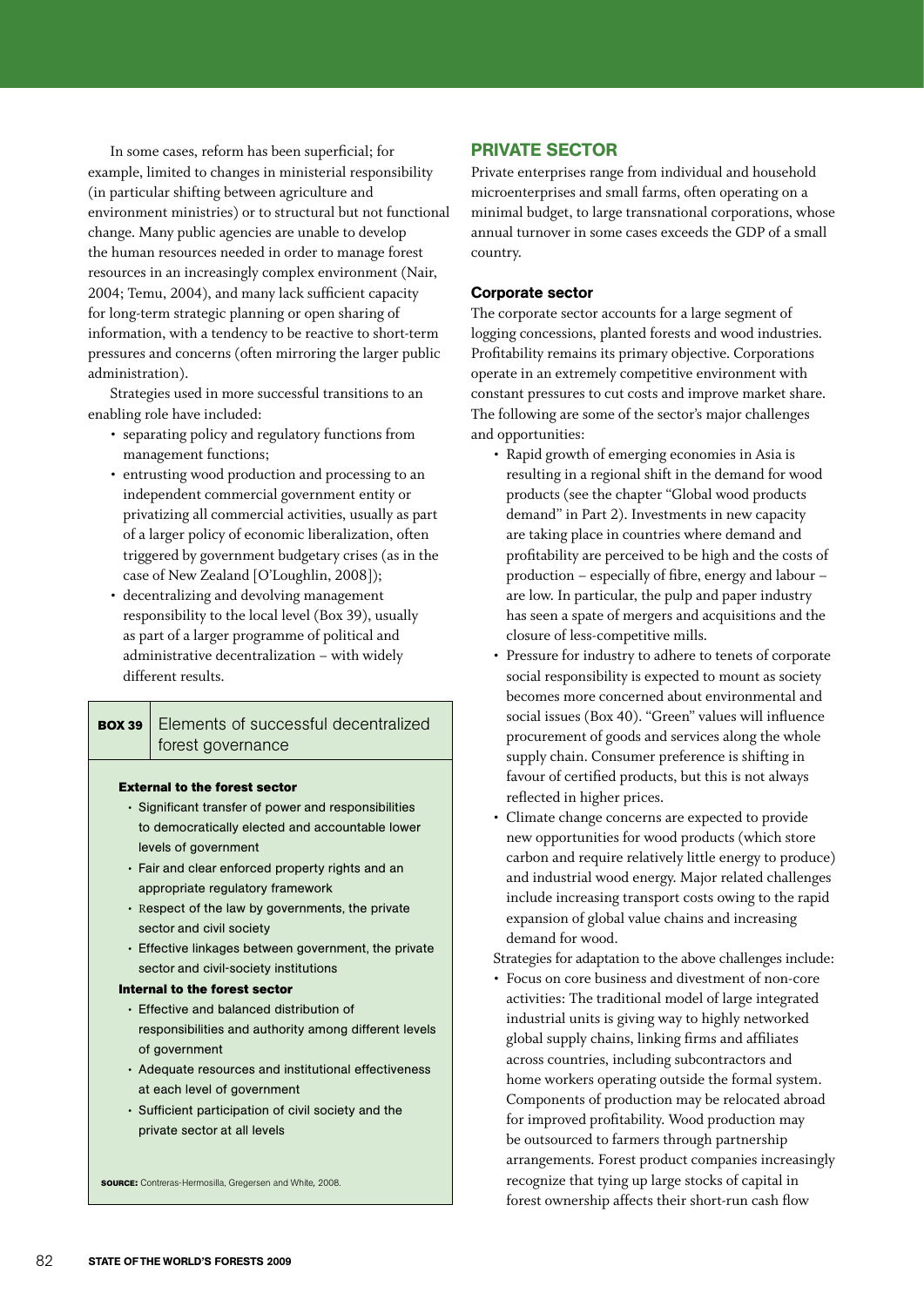In some cases, reform has been superficial; for example, limited to changes in ministerial responsibility (in particular shifting between agriculture and environment ministries) or to structural but not functional change. Many public agencies are unable to develop the human resources needed in order to manage forest resources in an increasingly complex environment (Nair, 2004; Temu, 2004), and many lack sufficient capacity for long-term strategic planning or open sharing of information, with a tendency to be reactive to short-term pressures and concerns (often mirroring the larger public administration).

Strategies used in more successful transitions to an enabling role have included:

- separating policy and regulatory functions from management functions;
- entrusting wood production and processing to an independent commercial government entity or privatizing all commercial activities, usually as part of a larger policy of economic liberalization, often triggered by government budgetary crises (as in the case of New Zealand [O'Loughlin, 2008]);
- decentralizing and devolving management responsibility to the local level (Box 39), usually as part of a larger programme of political and administrative decentralization – with widely different results.

**BOX 39** Elements of successful decentralized forest governance

**External to the forest sector**

- Significant transfer of power and responsibilities to democratically elected and accountable lower levels of government
- Fair and clear enforced property rights and an appropriate regulatory framework
- Respect of the law by governments, the private sector and civil society
- Effective linkages between government, the private sector and civil-society institutions

**Internal to the forest sector**

- Effective and balanced distribution of responsibilities and authority among different levels of government
- Adequate resources and institutional effectiveness at each level of government
- Sufficient participation of civil society and the private sector at all levels

**SOURCE:** Contreras-Hermosilla, Gregersen and White, 2008.

## PRIVATE SECTOR

Private enterprises range from individual and household microenterprises and small farms, often operating on a minimal budget, to large transnational corporations, whose annual turnover in some cases exceeds the GDP of a small country.

### Corporate sector

The corporate sector accounts for a large segment of logging concessions, planted forests and wood industries. Profitability remains its primary objective. Corporations operate in an extremely competitive environment with constant pressures to cut costs and improve market share. The following are some of the sector's major challenges and opportunities:

- Rapid growth of emerging economies in Asia is resulting in a regional shift in the demand for wood products (see the chapter "Global wood products demand" in Part 2). Investments in new capacity are taking place in countries where demand and profitability are perceived to be high and the costs of production – especially of fibre, energy and labour – are low. In particular, the pulp and paper industry has seen a spate of mergers and acquisitions and the closure of less-competitive mills.
- Pressure for industry to adhere to tenets of corporate social responsibility is expected to mount as society becomes more concerned about environmental and social issues (Box 40). "Green" values will influence procurement of goods and services along the whole supply chain. Consumer preference is shifting in favour of certified products, but this is not always reflected in higher prices.
- Climate change concerns are expected to provide new opportunities for wood products (which store carbon and require relatively little energy to produce) and industrial wood energy. Major related challenges include increasing transport costs owing to the rapid expansion of global value chains and increasing demand for wood.

Strategies for adaptation to the above challenges include:

- Focus on core business and divestment of non-core activities: The traditional model of large integrated industrial units is giving way to highly networked global supply chains, linking firms and affiliates across countries, including subcontractors and home workers operating outside the formal system. Components of production may be relocated abroad for improved profitability. Wood production may be outsourced to farmers through partnership arrangements. Forest product companies increasingly recognize that tying up large stocks of capital in forest ownership affects their short-run cash flow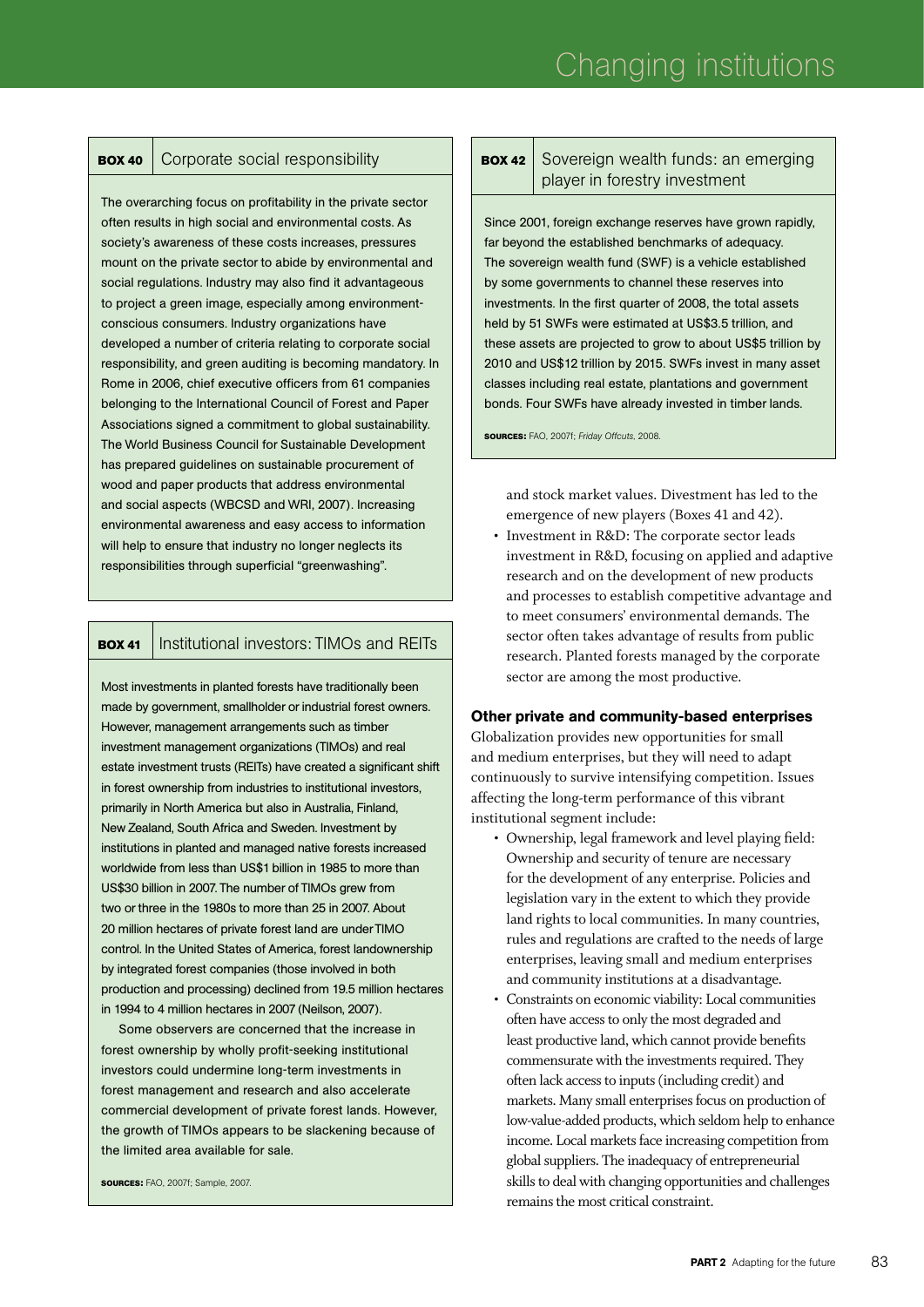### BOX 40 Corporate social responsibility

The overarching focus on profitability in the private sector often results in high social and environmental costs. As society's awareness of these costs increases, pressures mount on the private sector to abide by environmental and social regulations. Industry may also find it advantageous to project a green image, especially among environment-conscious consumers. Industry organizations have developed a number of criteria relating to corporate social responsibility, and green auditing is becoming mandatory. In Rome in 2006, chief executive officers from 61 companies belonging to the International Council of Forest and Paper Associations signed a commitment to global sustainability. The World Business Council for Sustainable Development has prepared guidelines on sustainable procurement of wood and paper products that address environmental and social aspects (WBCSD and WRI, 2007). Increasing environmental awareness and easy access to information will help to ensure that industry no longer neglects its responsibilities through superficial "greenwashing".

### BOX 41 Institutional investors: TIMOs and REITs

Most investments in planted forests have traditionally been made by government, smallholder or industrial forest owners. However, management arrangements such as timber investment management organizations (TIMOs) and real estate investment trusts (REITs) have created a significant shift in forest ownership from industries to institutional investors, primarily in North America but also in Australia, Finland, New Zealand, South Africa and Sweden. Investment by institutions in planted and managed native forests increased worldwide from less than US$1 billion in 1985 to more than US$30 billion in 2007. The number of TIMOs grew from two or three in the 1980s to more than 25 in 2007. About 20 million hectares of private forest land are under TIMO control. In the United States of America, forest landownership by integrated forest companies (those involved in both production and processing) declined from 19.5 million hectares in 1994 to 4 million hectares in 2007 (Neilson, 2007).

Some observers are concerned that the increase in forest ownership by wholly profit-seeking institutional investors could undermine long-term investments in forest management and research and also accelerate commercial development of private forest lands. However, the growth of TIMOs appears to be slackening because of the limited area available for sale.

**SOURCES:** FAO, 2007f; Sample, 2007.

### BOX 42 Sovereign wealth funds: an emerging player in forestry investment

Since 2001, foreign exchange reserves have grown rapidly, far beyond the established benchmarks of adequacy. The sovereign wealth fund (SWF) is a vehicle established by some governments to channel these reserves into investments. In the first quarter of 2008, the total assets held by 51 SWFs were estimated at US$3.5 trillion, and these assets are projected to grow to about US$5 trillion by 2010 and US$12 trillion by 2015. SWFs invest in many asset classes including real estate, plantations and government bonds. Four SWFs have already invested in timber lands.

**SOURCES:** FAO, 2007f; *Friday Offcuts*, 2008.

and stock market values. Divestment has led to the emergence of new players (Boxes 41 and 42).

- Investment in R&D: The corporate sector leads investment in R&D, focusing on applied and adaptive research and on the development of new products and processes to establish competitive advantage and to meet consumers' environmental demands. The sector often takes advantage of results from public research. Planted forests managed by the corporate sector are among the most productive.

**Other private and community-based enterprises**

Globalization provides new opportunities for small and medium enterprises, but they will need to adapt continuously to survive intensifying competition. Issues affecting the long-term performance of this vibrant institutional segment include:

- Ownership, legal framework and level playing field: Ownership and security of tenure are necessary for the development of any enterprise. Policies and legislation vary in the extent to which they provide land rights to local communities. In many countries, rules and regulations are crafted to the needs of large enterprises, leaving small and medium enterprises and community institutions at a disadvantage.
- Constraints on economic viability: Local communities often have access to only the most degraded and least productive land, which cannot provide benefits commensurate with the investments required. They often lack access to inputs (including credit) and markets. Many small enterprises focus on production of low-value-added products, which seldom help to enhance income. Local markets face increasing competition from global suppliers. The inadequacy of entrepreneurial skills to deal with changing opportunities and challenges remains the most critical constraint.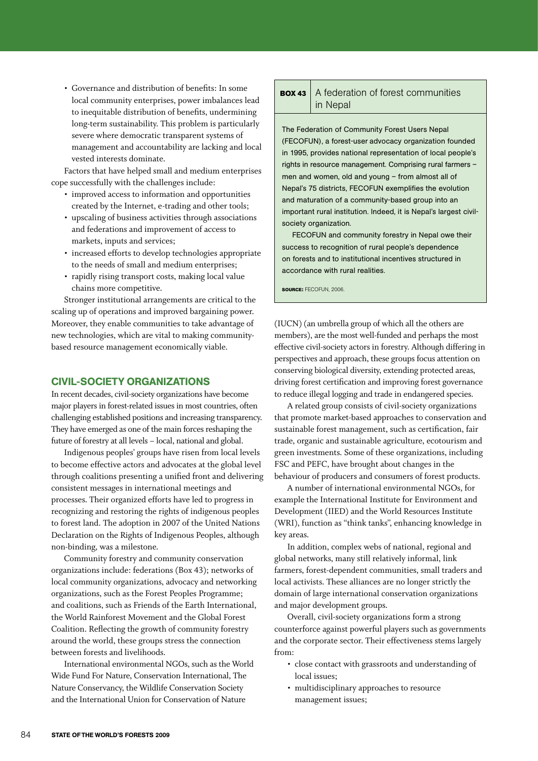- Governance and distribution of benefits: In some local community enterprises, power imbalances lead to inequitable distribution of benefits, undermining long-term sustainability. This problem is particularly severe where democratic transparent systems of management and accountability are lacking and local vested interests dominate.

Factors that have helped small and medium enterprises cope successfully with the challenges include:

- improved access to information and opportunities created by the Internet, e-trading and other tools;
- upscaling of business activities through associations and federations and improvement of access to markets, inputs and services;
- increased efforts to develop technologies appropriate to the needs of small and medium enterprises;
- rapidly rising transport costs, making local value chains more competitive.

Stronger institutional arrangements are critical to the scaling up of operations and improved bargaining power. Moreover, they enable communities to take advantage of new technologies, which are vital to making community-based resource management economically viable.

## CIVIL-SOCIETY ORGANIZATIONS

In recent decades, civil-society organizations have become major players in forest-related issues in most countries, often challenging established positions and increasing transparency. They have emerged as one of the main forces reshaping the future of forestry at all levels – local, national and global.

Indigenous peoples' groups have risen from local levels to become effective actors and advocates at the global level through coalitions presenting a unified front and delivering consistent messages in international meetings and processes. Their organized efforts have led to progress in recognizing and restoring the rights of indigenous peoples to forest land. The adoption in 2007 of the United Nations Declaration on the Rights of Indigenous Peoples, although non-binding, was a milestone.

Community forestry and community conservation organizations include: federations (Box 43); networks of local community organizations, advocacy and networking organizations, such as the Forest Peoples Programme; and coalitions, such as Friends of the Earth International, the World Rainforest Movement and the Global Forest Coalition. Reflecting the growth of community forestry around the world, these groups stress the connection between forests and livelihoods.

International environmental NGOs, such as the World Wide Fund For Nature, Conservation International, The Nature Conservancy, the Wildlife Conservation Society and the International Union for Conservation of Nature (IUCN) (an umbrella group of which all the others are members), are the most well-funded and perhaps the most effective civil-society actors in forestry. Although differing in perspectives and approach, these groups focus attention on conserving biological diversity, extending protected areas, driving forest certification and improving forest governance to reduce illegal logging and trade in endangered species.

A related group consists of civil-society organizations that promote market-based approaches to conservation and sustainable forest management, such as certification, fair trade, organic and sustainable agriculture, ecotourism and green investments. Some of these organizations, including FSC and PEFC, have brought about changes in the behaviour of producers and consumers of forest products.

A number of international environmental NGOs, for example the International Institute for Environment and Development (IIED) and the World Resources Institute (WRI), function as "think tanks", enhancing knowledge in key areas.

In addition, complex webs of national, regional and global networks, many still relatively informal, link farmers, forest-dependent communities, small traders and local activists. These alliances are no longer strictly the domain of large international conservation organizations and major development groups.

Overall, civil-society organizations form a strong counterforce against powerful players such as governments and the corporate sector. Their effectiveness stems largely from:

- close contact with grassroots and understanding of local issues;
- multidisciplinary approaches to resource management issues;

> **BOX 43** A federation of forest communities in Nepal
>
> The Federation of Community Forest Users Nepal (FECOFUN), a forest-user advocacy organization founded in 1995, provides national representation of local people's rights in resource management. Comprising rural farmers – men and women, old and young – from almost all of Nepal's 75 districts, FECOFUN exemplifies the evolution and maturation of a community-based group into an important rural institution. Indeed, it is Nepal's largest civil-society organization.
>
> FECOFUN and community forestry in Nepal owe their success to recognition of rural people's dependence on forests and to institutional incentives structured in accordance with rural realities.
>
> **SOURCE:** FECOFUN, 2006.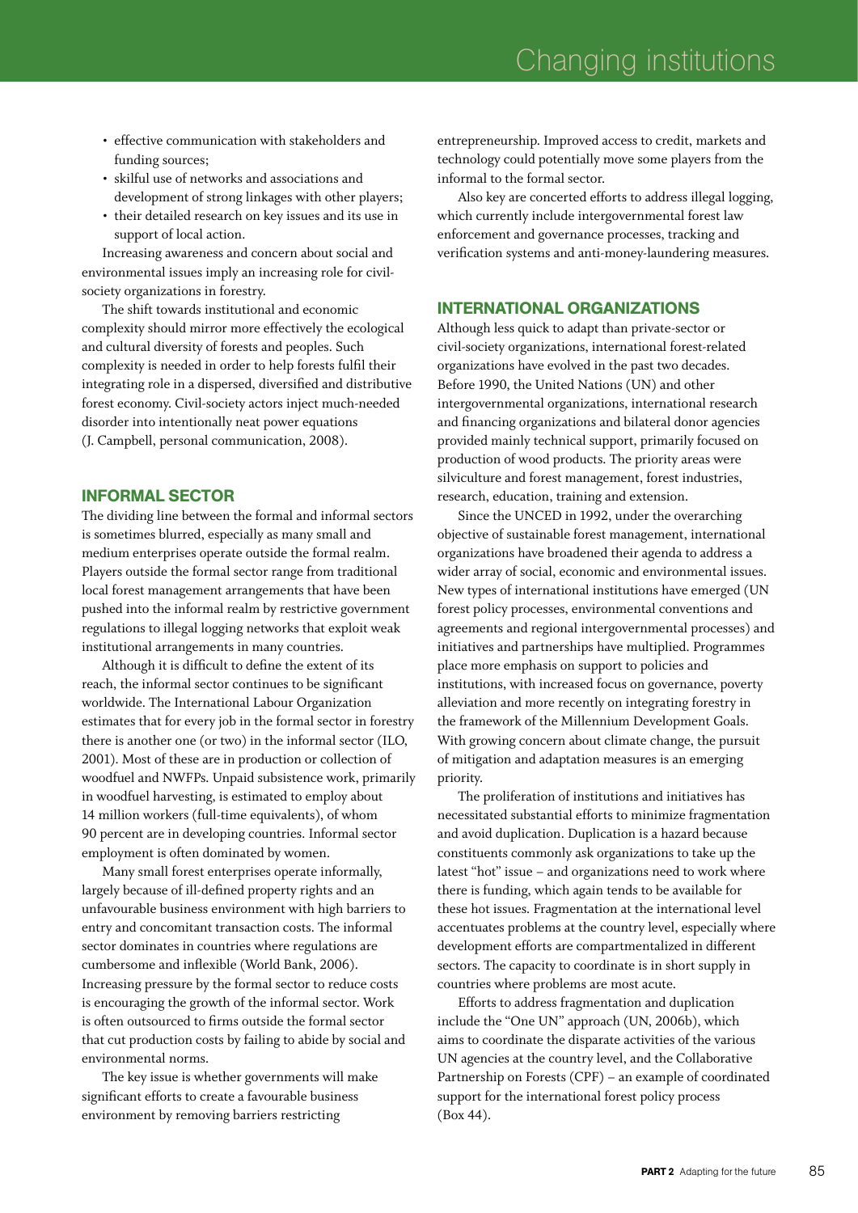- effective communication with stakeholders and funding sources;
- skilful use of networks and associations and development of strong linkages with other players;
- their detailed research on key issues and its use in support of local action.

Increasing awareness and concern about social and environmental issues imply an increasing role for civil-society organizations in forestry.

The shift towards institutional and economic complexity should mirror more effectively the ecological and cultural diversity of forests and peoples. Such complexity is needed in order to help forests fulfil their integrating role in a dispersed, diversified and distributive forest economy. Civil-society actors inject much-needed disorder into intentionally neat power equations (J. Campbell, personal communication, 2008).

## INFORMAL SECTOR

The dividing line between the formal and informal sectors is sometimes blurred, especially as many small and medium enterprises operate outside the formal realm. Players outside the formal sector range from traditional local forest management arrangements that have been pushed into the informal realm by restrictive government regulations to illegal logging networks that exploit weak institutional arrangements in many countries.

Although it is difficult to define the extent of its reach, the informal sector continues to be significant worldwide. The International Labour Organization estimates that for every job in the formal sector in forestry there is another one (or two) in the informal sector (ILO, 2001). Most of these are in production or collection of woodfuel and NWFPs. Unpaid subsistence work, primarily in woodfuel harvesting, is estimated to employ about 14 million workers (full-time equivalents), of whom 90 percent are in developing countries. Informal sector employment is often dominated by women.

Many small forest enterprises operate informally, largely because of ill-defined property rights and an unfavourable business environment with high barriers to entry and concomitant transaction costs. The informal sector dominates in countries where regulations are cumbersome and inflexible (World Bank, 2006). Increasing pressure by the formal sector to reduce costs is encouraging the growth of the informal sector. Work is often outsourced to firms outside the formal sector that cut production costs by failing to abide by social and environmental norms.

The key issue is whether governments will make significant efforts to create a favourable business environment by removing barriers restricting entrepreneurship. Improved access to credit, markets and technology could potentially move some players from the informal to the formal sector.

Also key are concerted efforts to address illegal logging, which currently include intergovernmental forest law enforcement and governance processes, tracking and verification systems and anti-money-laundering measures.

## INTERNATIONAL ORGANIZATIONS

Although less quick to adapt than private-sector or civil-society organizations, international forest-related organizations have evolved in the past two decades. Before 1990, the United Nations (UN) and other intergovernmental organizations, international research and financing organizations and bilateral donor agencies provided mainly technical support, primarily focused on production of wood products. The priority areas were silviculture and forest management, forest industries, research, education, training and extension.

Since the UNCED in 1992, under the overarching objective of sustainable forest management, international organizations have broadened their agenda to address a wider array of social, economic and environmental issues. New types of international institutions have emerged (UN forest policy processes, environmental conventions and agreements and regional intergovernmental processes) and initiatives and partnerships have multiplied. Programmes place more emphasis on support to policies and institutions, with increased focus on governance, poverty alleviation and more recently on integrating forestry in the framework of the Millennium Development Goals. With growing concern about climate change, the pursuit of mitigation and adaptation measures is an emerging priority.

The proliferation of institutions and initiatives has necessitated substantial efforts to minimize fragmentation and avoid duplication. Duplication is a hazard because constituents commonly ask organizations to take up the latest "hot" issue – and organizations need to work where there is funding, which again tends to be available for these hot issues. Fragmentation at the international level accentuates problems at the country level, especially where development efforts are compartmentalized in different sectors. The capacity to coordinate is in short supply in countries where problems are most acute.

Efforts to address fragmentation and duplication include the "One UN" approach (UN, 2006b), which aims to coordinate the disparate activities of the various UN agencies at the country level, and the Collaborative Partnership on Forests (CPF) – an example of coordinated support for the international forest policy process (Box 44).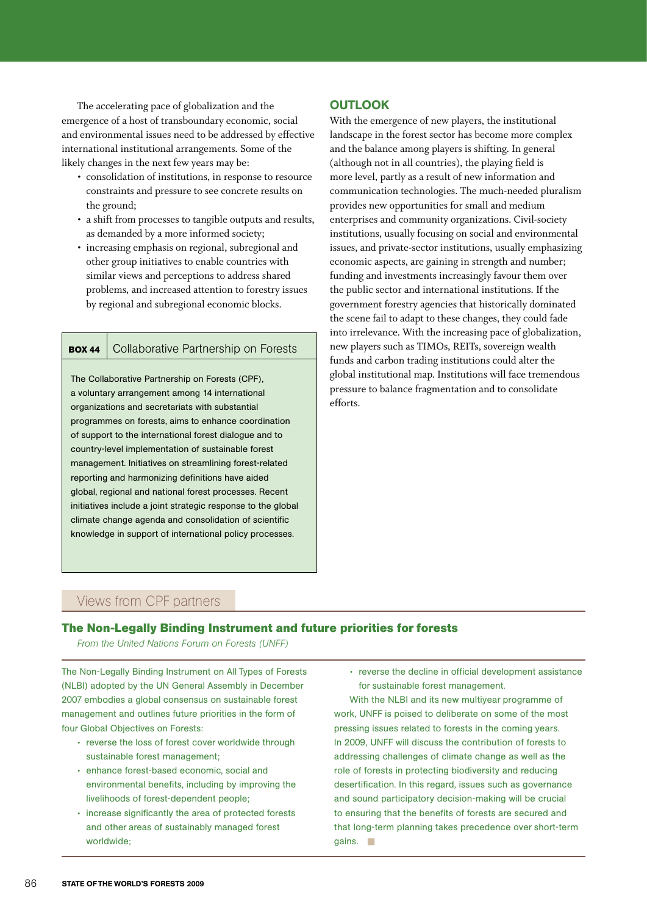The accelerating pace of globalization and the emergence of a host of transboundary economic, social and environmental issues need to be addressed by effective international institutional arrangements. Some of the likely changes in the next few years may be:

- consolidation of institutions, in response to resource constraints and pressure to see concrete results on the ground;
- a shift from processes to tangible outputs and results, as demanded by a more informed society;
- increasing emphasis on regional, subregional and other group initiatives to enable countries with similar views and perceptions to address shared problems, and increased attention to forestry issues by regional and subregional economic blocks.

**BOX 44** Collaborative Partnership on Forests

The Collaborative Partnership on Forests (CPF), a voluntary arrangement among 14 international organizations and secretariats with substantial programmes on forests, aims to enhance coordination of support to the international forest dialogue and to country-level implementation of sustainable forest management. Initiatives on streamlining forest-related reporting and harmonizing definitions have aided global, regional and national forest processes. Recent initiatives include a joint strategic response to the global climate change agenda and consolidation of scientific knowledge in support of international policy processes.

## OUTLOOK

With the emergence of new players, the institutional landscape in the forest sector has become more complex and the balance among players is shifting. In general (although not in all countries), the playing field is more level, partly as a result of new information and communication technologies. The much-needed pluralism provides new opportunities for small and medium enterprises and community organizations. Civil-society institutions, usually focusing on social and environmental issues, and private-sector institutions, usually emphasizing economic aspects, are gaining in strength and number; funding and investments increasingly favour them over the public sector and international institutions. If the government forestry agencies that historically dominated the scene fail to adapt to these changes, they could fade into irrelevance. With the increasing pace of globalization, new players such as TIMOs, REITs, sovereign wealth funds and carbon trading institutions could alter the global institutional map. Institutions will face tremendous pressure to balance fragmentation and to consolidate efforts.

Views from CPF partners

### The Non-Legally Binding Instrument and future priorities for forests

*From the United Nations Forum on Forests (UNFF)*

The Non-Legally Binding Instrument on All Types of Forests (NLBI) adopted by the UN General Assembly in December 2007 embodies a global consensus on sustainable forest management and outlines future priorities in the form of four Global Objectives on Forests:

- reverse the loss of forest cover worldwide through sustainable forest management;
- enhance forest-based economic, social and environmental benefits, including by improving the livelihoods of forest-dependent people;
- increase significantly the area of protected forests and other areas of sustainably managed forest worldwide;
- reverse the decline in official development assistance for sustainable forest management.

With the NLBI and its new multiyear programme of work, UNFF is poised to deliberate on some of the most pressing issues related to forests in the coming years. In 2009, UNFF will discuss the contribution of forests to addressing challenges of climate change as well as the role of forests in protecting biodiversity and reducing desertification. In this regard, issues such as governance and sound participatory decision-making will be crucial to ensuring that the benefits of forests are secured and that long-term planning takes precedence over short-term gains.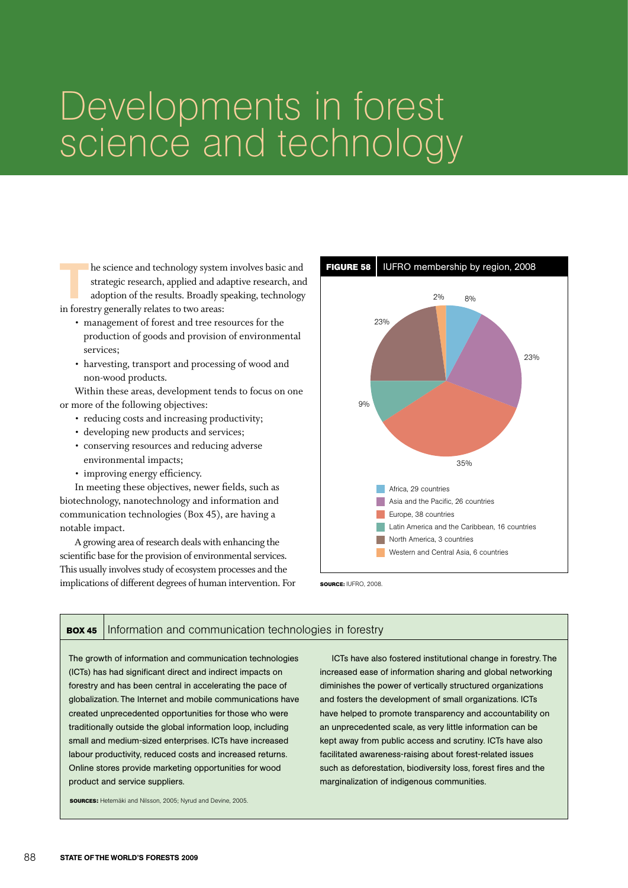# Developments in forest science and technology

The science and technology system involves basic and strategic research, applied and adaptive research, and adoption of the results. Broadly speaking, technology in forestry generally relates to two areas:

- management of forest and tree resources for the production of goods and provision of environmental services;
- harvesting, transport and processing of wood and non-wood products.

Within these areas, development tends to focus on one or more of the following objectives:

- reducing costs and increasing productivity;
- developing new products and services;
- conserving resources and reducing adverse environmental impacts;
- improving energy efficiency.

In meeting these objectives, newer fields, such as biotechnology, nanotechnology and information and communication technologies (Box 45), are having a notable impact.

A growing area of research deals with enhancing the scientific base for the provision of environmental services. This usually involves study of ecosystem processes and the implications of different degrees of human intervention. For

**FIGURE 58** IUFRO membership by region, 2008

| Region | Share |
|---|---|
| Africa, 29 countries | 8% |
| Asia and the Pacific, 26 countries | 23% |
| Europe, 38 countries | 35% |
| Latin America and the Caribbean, 16 countries | 9% |
| North America, 3 countries | 23% |
| Western and Central Asia, 6 countries | 2% |

**SOURCE:** IUFRO, 2008.

**BOX 45** Information and communication technologies in forestry

The growth of information and communication technologies (ICTs) has had significant direct and indirect impacts on forestry and has been central in accelerating the pace of globalization. The Internet and mobile communications have created unprecedented opportunities for those who were traditionally outside the global information loop, including small and medium-sized enterprises. ICTs have increased labour productivity, reduced costs and increased returns. Online stores provide marketing opportunities for wood product and service suppliers.

ICTs have also fostered institutional change in forestry. The increased ease of information sharing and global networking diminishes the power of vertically structured organizations and fosters the development of small organizations. ICTs have helped to promote transparency and accountability on an unprecedented scale, as very little information can be kept away from public access and scrutiny. ICTs have also facilitated awareness-raising about forest-related issues such as deforestation, biodiversity loss, forest fires and the marginalization of indigenous communities.

**SOURCES:** Hetemäki and Nilsson, 2005; Nyrud and Devine, 2005.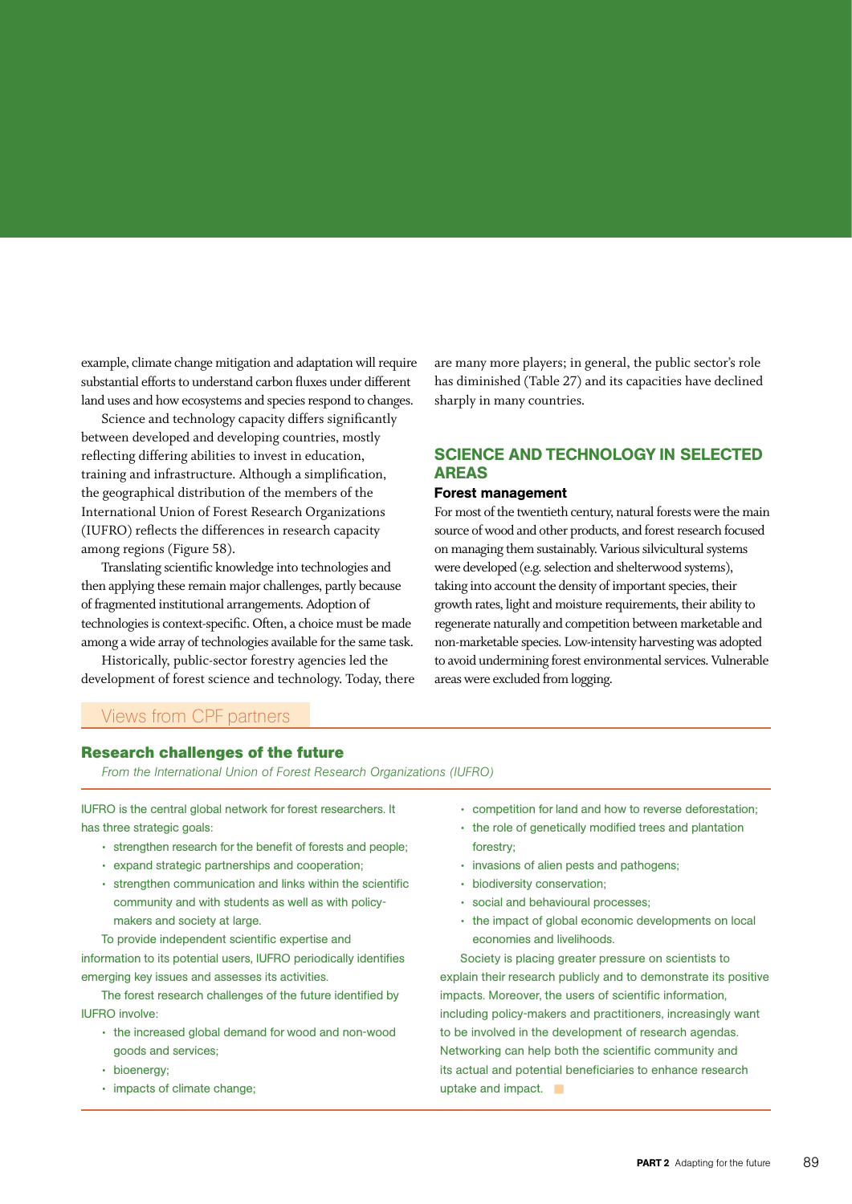example, climate change mitigation and adaptation will require substantial efforts to understand carbon fluxes under different land uses and how ecosystems and species respond to changes.

Science and technology capacity differs significantly between developed and developing countries, mostly reflecting differing abilities to invest in education, training and infrastructure. Although a simplification, the geographical distribution of the members of the International Union of Forest Research Organizations (IUFRO) reflects the differences in research capacity among regions (Figure 58).

Translating scientific knowledge into technologies and then applying these remain major challenges, partly because of fragmented institutional arrangements. Adoption of technologies is context-specific. Often, a choice must be made among a wide array of technologies available for the same task.

Historically, public-sector forestry agencies led the development of forest science and technology. Today, there are many more players; in general, the public sector's role has diminished (Table 27) and its capacities have declined sharply in many countries.

## SCIENCE AND TECHNOLOGY IN SELECTED AREAS

### Forest management

For most of the twentieth century, natural forests were the main source of wood and other products, and forest research focused on managing them sustainably. Various silvicultural systems were developed (e.g. selection and shelterwood systems), taking into account the density of important species, their growth rates, light and moisture requirements, their ability to regenerate naturally and competition between marketable and non-marketable species. Low-intensity harvesting was adopted to avoid undermining forest environmental services. Vulnerable areas were excluded from logging.

---

Views from CPF partners

### Research challenges of the future

*From the International Union of Forest Research Organizations (IUFRO)*

IUFRO is the central global network for forest researchers. It has three strategic goals:

- strengthen research for the benefit of forests and people;
- expand strategic partnerships and cooperation;
- strengthen communication and links within the scientific community and with students as well as with policy-makers and society at large.

To provide independent scientific expertise and information to its potential users, IUFRO periodically identifies emerging key issues and assesses its activities.

The forest research challenges of the future identified by IUFRO involve:

- the increased global demand for wood and non-wood goods and services;
- bioenergy;
- impacts of climate change;
- competition for land and how to reverse deforestation;
- the role of genetically modified trees and plantation forestry;
- invasions of alien pests and pathogens;
- biodiversity conservation;
- social and behavioural processes;
- the impact of global economic developments on local economies and livelihoods.

Society is placing greater pressure on scientists to explain their research publicly and to demonstrate its positive impacts. Moreover, the users of scientific information, including policy-makers and practitioners, increasingly want to be involved in the development of research agendas. Networking can help both the scientific community and its actual and potential beneficiaries to enhance research uptake and impact.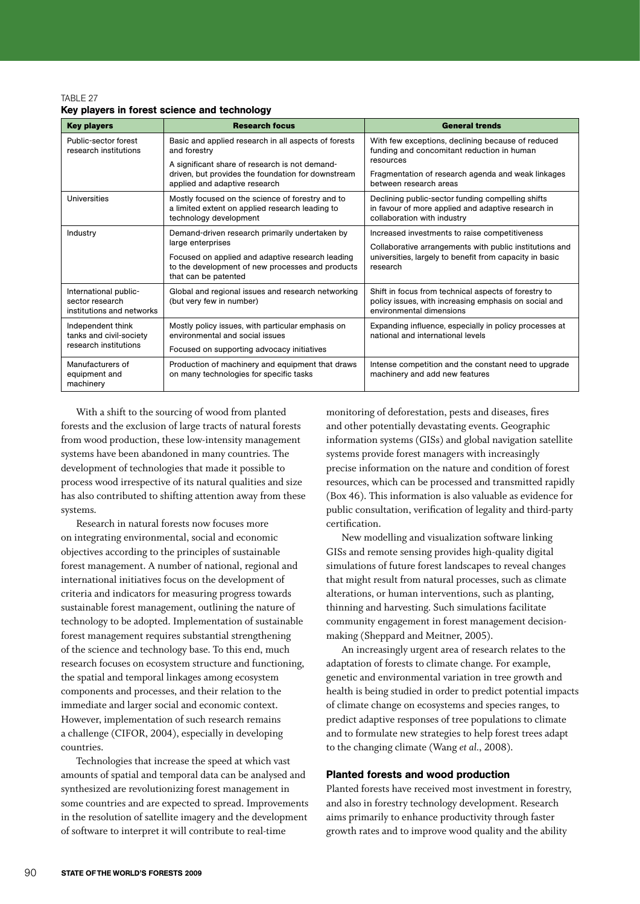TABLE 27

**Key players in forest science and technology**

| Key players | Research focus | General trends |
|---|---|---|
| Public-sector forest research institutions | Basic and applied research in all aspects of forests and forestry<br>A significant share of research is not demand-driven, but provides the foundation for downstream applied and adaptive research | With few exceptions, declining because of reduced funding and concomitant reduction in human resources<br>Fragmentation of research agenda and weak linkages between research areas |
| Universities | Mostly focused on the science of forestry and to a limited extent on applied research leading to technology development | Declining public-sector funding compelling shifts in favour of more applied and adaptive research in collaboration with industry |
| Industry | Demand-driven research primarily undertaken by large enterprises<br>Focused on applied and adaptive research leading to the development of new processes and products that can be patented | Increased investments to raise competitiveness<br>Collaborative arrangements with public institutions and universities, largely to benefit from capacity in basic research |
| International public-sector research institutions and networks | Global and regional issues and research networking (but very few in number) | Shift in focus from technical aspects of forestry to policy issues, with increasing emphasis on social and environmental dimensions |
| Independent think tanks and civil-society research institutions | Mostly policy issues, with particular emphasis on environmental and social issues<br>Focused on supporting advocacy initiatives | Expanding influence, especially in policy processes at national and international levels |
| Manufacturers of equipment and machinery | Production of machinery and equipment that draws on many technologies for specific tasks | Intense competition and the constant need to upgrade machinery and add new features |

With a shift to the sourcing of wood from planted forests and the exclusion of large tracts of natural forests from wood production, these low-intensity management systems have been abandoned in many countries. The development of technologies that made it possible to process wood irrespective of its natural qualities and size has also contributed to shifting attention away from these systems.

Research in natural forests now focuses more on integrating environmental, social and economic objectives according to the principles of sustainable forest management. A number of national, regional and international initiatives focus on the development of criteria and indicators for measuring progress towards sustainable forest management, outlining the nature of technology to be adopted. Implementation of sustainable forest management requires substantial strengthening of the science and technology base. To this end, much research focuses on ecosystem structure and functioning, the spatial and temporal linkages among ecosystem components and processes, and their relation to the immediate and larger social and economic context. However, implementation of such research remains a challenge (CIFOR, 2004), especially in developing countries.

Technologies that increase the speed at which vast amounts of spatial and temporal data can be analysed and synthesized are revolutionizing forest management in some countries and are expected to spread. Improvements in the resolution of satellite imagery and the development of software to interpret it will contribute to real-time monitoring of deforestation, pests and diseases, fires and other potentially devastating events. Geographic information systems (GISs) and global navigation satellite systems provide forest managers with increasingly precise information on the nature and condition of forest resources, which can be processed and transmitted rapidly (Box 46). This information is also valuable as evidence for public consultation, verification of legality and third-party certification.

New modelling and visualization software linking GISs and remote sensing provides high-quality digital simulations of future forest landscapes to reveal changes that might result from natural processes, such as climate alterations, or human interventions, such as planting, thinning and harvesting. Such simulations facilitate community engagement in forest management decision-making (Sheppard and Meitner, 2005).

An increasingly urgent area of research relates to the adaptation of forests to climate change. For example, genetic and environmental variation in tree growth and health is being studied in order to predict potential impacts of climate change on ecosystems and species ranges, to predict adaptive responses of tree populations to climate and to formulate new strategies to help forest trees adapt to the changing climate (Wang *et al.*, 2008).

### Planted forests and wood production

Planted forests have received most investment in forestry, and also in forestry technology development. Research aims primarily to enhance productivity through faster growth rates and to improve wood quality and the ability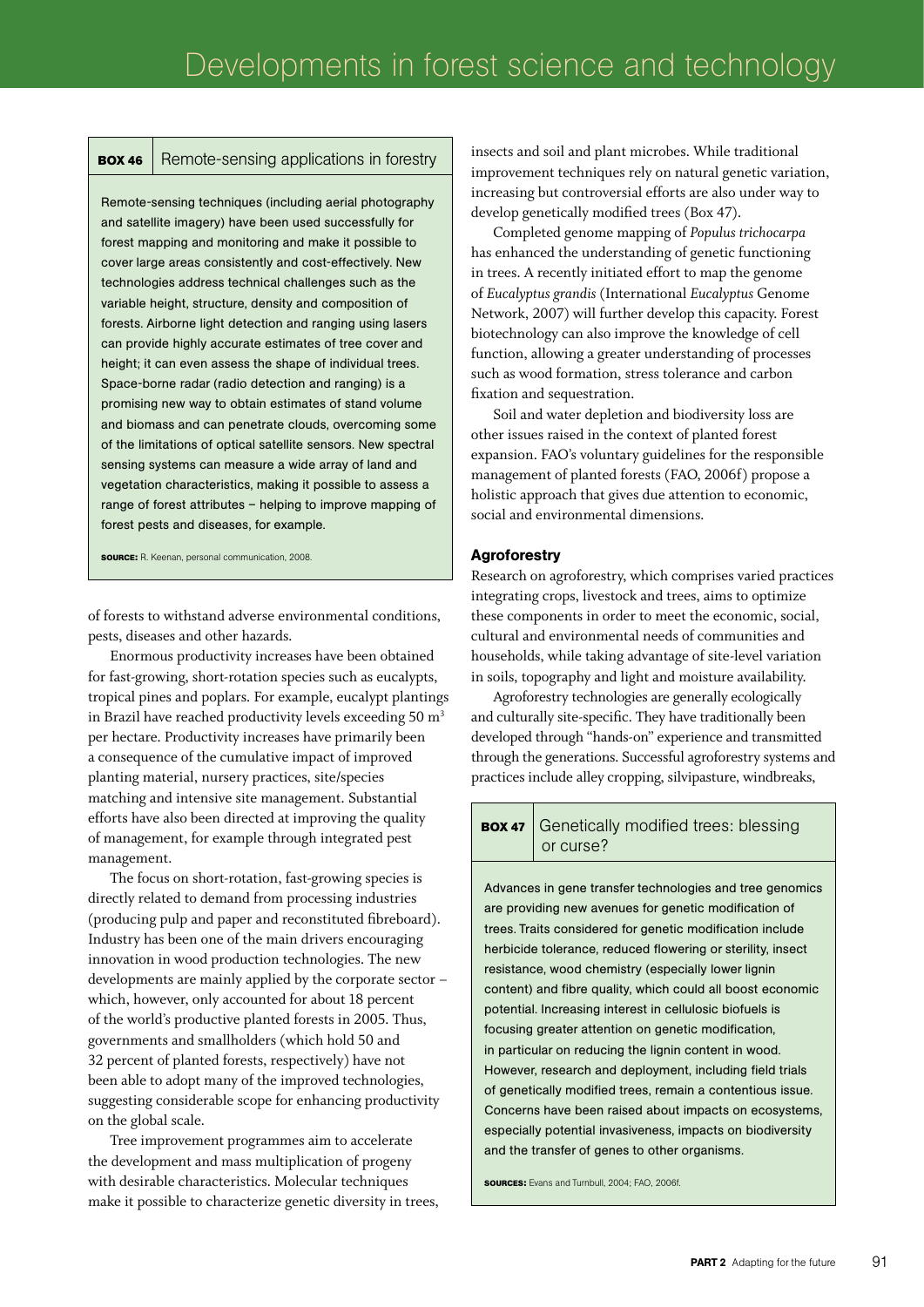> **BOX 46** Remote-sensing applications in forestry
>
> Remote-sensing techniques (including aerial photography and satellite imagery) have been used successfully for forest mapping and monitoring and make it possible to cover large areas consistently and cost-effectively. New technologies address technical challenges such as the variable height, structure, density and composition of forests. Airborne light detection and ranging using lasers can provide highly accurate estimates of tree cover and height; it can even assess the shape of individual trees. Space-borne radar (radio detection and ranging) is a promising new way to obtain estimates of stand volume and biomass and can penetrate clouds, overcoming some of the limitations of optical satellite sensors. New spectral sensing systems can measure a wide array of land and vegetation characteristics, making it possible to assess a range of forest attributes – helping to improve mapping of forest pests and diseases, for example.
>
> **SOURCE:** R. Keenan, personal communication, 2008.

of forests to withstand adverse environmental conditions, pests, diseases and other hazards.

Enormous productivity increases have been obtained for fast-growing, short-rotation species such as eucalypts, tropical pines and poplars. For example, eucalypt plantings in Brazil have reached productivity levels exceeding 50 $m^3$ per hectare. Productivity increases have primarily been a consequence of the cumulative impact of improved planting material, nursery practices, site/species matching and intensive site management. Substantial efforts have also been directed at improving the quality of management, for example through integrated pest management.

The focus on short-rotation, fast-growing species is directly related to demand from processing industries (producing pulp and paper and reconstituted fibreboard). Industry has been one of the main drivers encouraging innovation in wood production technologies. The new developments are mainly applied by the corporate sector – which, however, only accounted for about 18 percent of the world's productive planted forests in 2005. Thus, governments and smallholders (which hold 50 and 32 percent of planted forests, respectively) have not been able to adopt many of the improved technologies, suggesting considerable scope for enhancing productivity on the global scale.

Tree improvement programmes aim to accelerate the development and mass multiplication of progeny with desirable characteristics. Molecular techniques make it possible to characterize genetic diversity in trees, insects and soil and plant microbes. While traditional improvement techniques rely on natural genetic variation, increasing but controversial efforts are also under way to develop genetically modified trees (Box 47).

Completed genome mapping of *Populus trichocarpa* has enhanced the understanding of genetic functioning in trees. A recently initiated effort to map the genome of *Eucalyptus grandis* (International *Eucalyptus* Genome Network, 2007) will further develop this capacity. Forest biotechnology can also improve the knowledge of cell function, allowing a greater understanding of processes such as wood formation, stress tolerance and carbon fixation and sequestration.

Soil and water depletion and biodiversity loss are other issues raised in the context of planted forest expansion. FAO's voluntary guidelines for the responsible management of planted forests (FAO, 2006f) propose a holistic approach that gives due attention to economic, social and environmental dimensions.

### Agroforestry

Research on agroforestry, which comprises varied practices integrating crops, livestock and trees, aims to optimize these components in order to meet the economic, social, cultural and environmental needs of communities and households, while taking advantage of site-level variation in soils, topography and light and moisture availability.

Agroforestry technologies are generally ecologically and culturally site-specific. They have traditionally been developed through "hands-on" experience and transmitted through the generations. Successful agroforestry systems and practices include alley cropping, silvipasture, windbreaks,

> **BOX 47** Genetically modified trees: blessing or curse?
>
> Advances in gene transfer technologies and tree genomics are providing new avenues for genetic modification of trees. Traits considered for genetic modification include herbicide tolerance, reduced flowering or sterility, insect resistance, wood chemistry (especially lower lignin content) and fibre quality, which could all boost economic potential. Increasing interest in cellulosic biofuels is focusing greater attention on genetic modification, in particular on reducing the lignin content in wood. However, research and deployment, including field trials of genetically modified trees, remain a contentious issue. Concerns have been raised about impacts on ecosystems, especially potential invasiveness, impacts on biodiversity and the transfer of genes to other organisms.
>
> **SOURCES:** Evans and Turnbull, 2004; FAO, 2006f.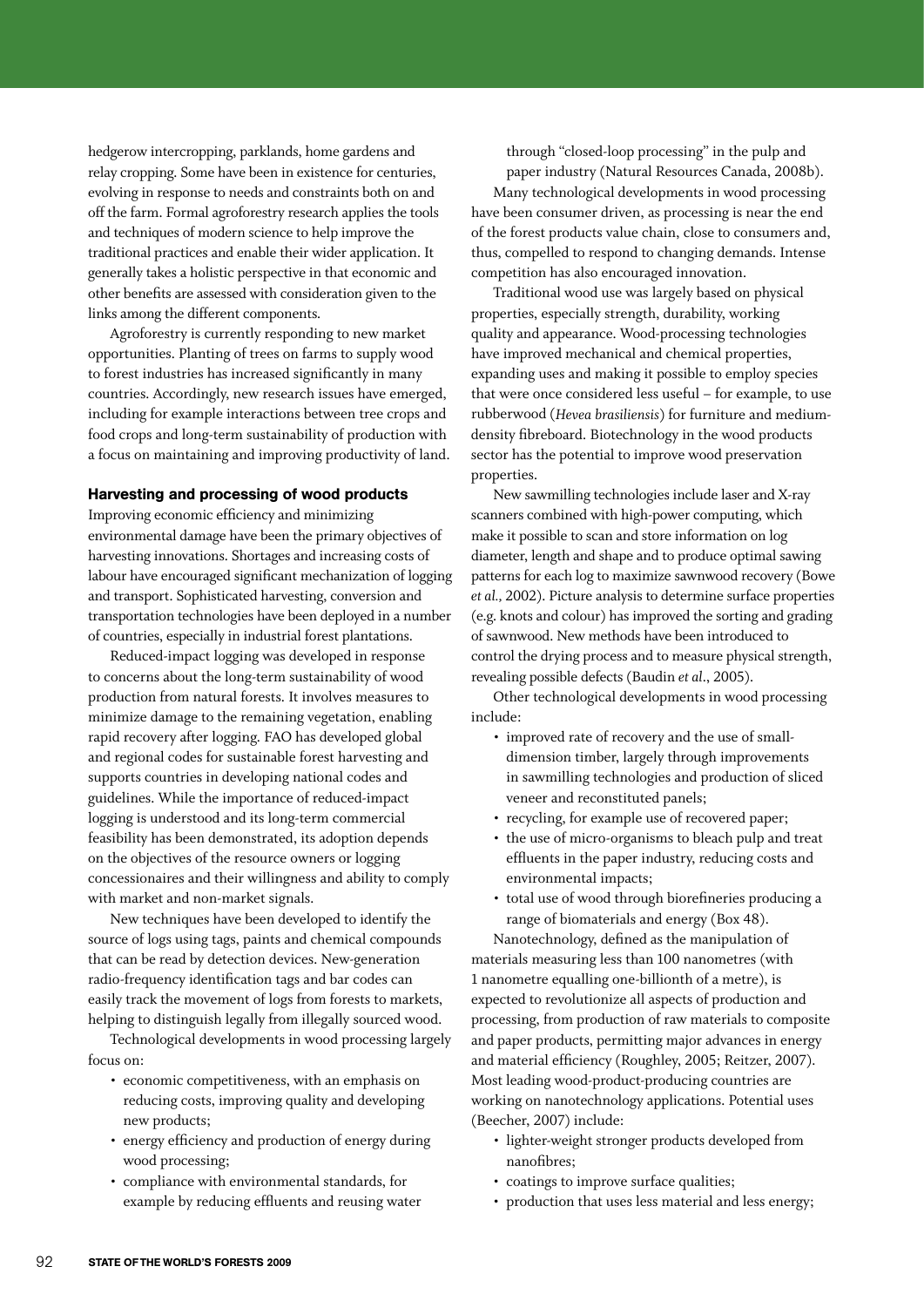hedgerow intercropping, parklands, home gardens and relay cropping. Some have been in existence for centuries, evolving in response to needs and constraints both on and off the farm. Formal agroforestry research applies the tools and techniques of modern science to help improve the traditional practices and enable their wider application. It generally takes a holistic perspective in that economic and other benefits are assessed with consideration given to the links among the different components.

Agroforestry is currently responding to new market opportunities. Planting of trees on farms to supply wood to forest industries has increased significantly in many countries. Accordingly, new research issues have emerged, including for example interactions between tree crops and food crops and long-term sustainability of production with a focus on maintaining and improving productivity of land.

### Harvesting and processing of wood products

Improving economic efficiency and minimizing environmental damage have been the primary objectives of harvesting innovations. Shortages and increasing costs of labour have encouraged significant mechanization of logging and transport. Sophisticated harvesting, conversion and transportation technologies have been deployed in a number of countries, especially in industrial forest plantations.

Reduced-impact logging was developed in response to concerns about the long-term sustainability of wood production from natural forests. It involves measures to minimize damage to the remaining vegetation, enabling rapid recovery after logging. FAO has developed global and regional codes for sustainable forest harvesting and supports countries in developing national codes and guidelines. While the importance of reduced-impact logging is understood and its long-term commercial feasibility has been demonstrated, its adoption depends on the objectives of the resource owners or logging concessionaires and their willingness and ability to comply with market and non-market signals.

New techniques have been developed to identify the source of logs using tags, paints and chemical compounds that can be read by detection devices. New-generation radio-frequency identification tags and bar codes can easily track the movement of logs from forests to markets, helping to distinguish legally from illegally sourced wood.

Technological developments in wood processing largely focus on:

- economic competitiveness, with an emphasis on reducing costs, improving quality and developing new products;
- energy efficiency and production of energy during wood processing;
- compliance with environmental standards, for example by reducing effluents and reusing water through "closed-loop processing" in the pulp and paper industry (Natural Resources Canada, 2008b).

Many technological developments in wood processing have been consumer driven, as processing is near the end of the forest products value chain, close to consumers and, thus, compelled to respond to changing demands. Intense competition has also encouraged innovation.

Traditional wood use was largely based on physical properties, especially strength, durability, working quality and appearance. Wood-processing technologies have improved mechanical and chemical properties, expanding uses and making it possible to employ species that were once considered less useful – for example, to use rubberwood (*Hevea brasiliensis*) for furniture and medium-density fibreboard. Biotechnology in the wood products sector has the potential to improve wood preservation properties.

New sawmilling technologies include laser and X-ray scanners combined with high-power computing, which make it possible to scan and store information on log diameter, length and shape and to produce optimal sawing patterns for each log to maximize sawnwood recovery (Bowe *et al.*, 2002). Picture analysis to determine surface properties (e.g. knots and colour) has improved the sorting and grading of sawnwood. New methods have been introduced to control the drying process and to measure physical strength, revealing possible defects (Baudin *et al*., 2005).

Other technological developments in wood processing include:

- improved rate of recovery and the use of small-dimension timber, largely through improvements in sawmilling technologies and production of sliced veneer and reconstituted panels;
- recycling, for example use of recovered paper;
- the use of micro-organisms to bleach pulp and treat effluents in the paper industry, reducing costs and environmental impacts;
- total use of wood through biorefineries producing a range of biomaterials and energy (Box 48).

Nanotechnology, defined as the manipulation of materials measuring less than 100 nanometres (with 1 nanometre equalling one-billionth of a metre), is expected to revolutionize all aspects of production and processing, from production of raw materials to composite and paper products, permitting major advances in energy and material efficiency (Roughley, 2005; Reitzer, 2007). Most leading wood-product-producing countries are working on nanotechnology applications. Potential uses (Beecher, 2007) include:

- lighter-weight stronger products developed from nanofibres;
- coatings to improve surface qualities;
- production that uses less material and less energy;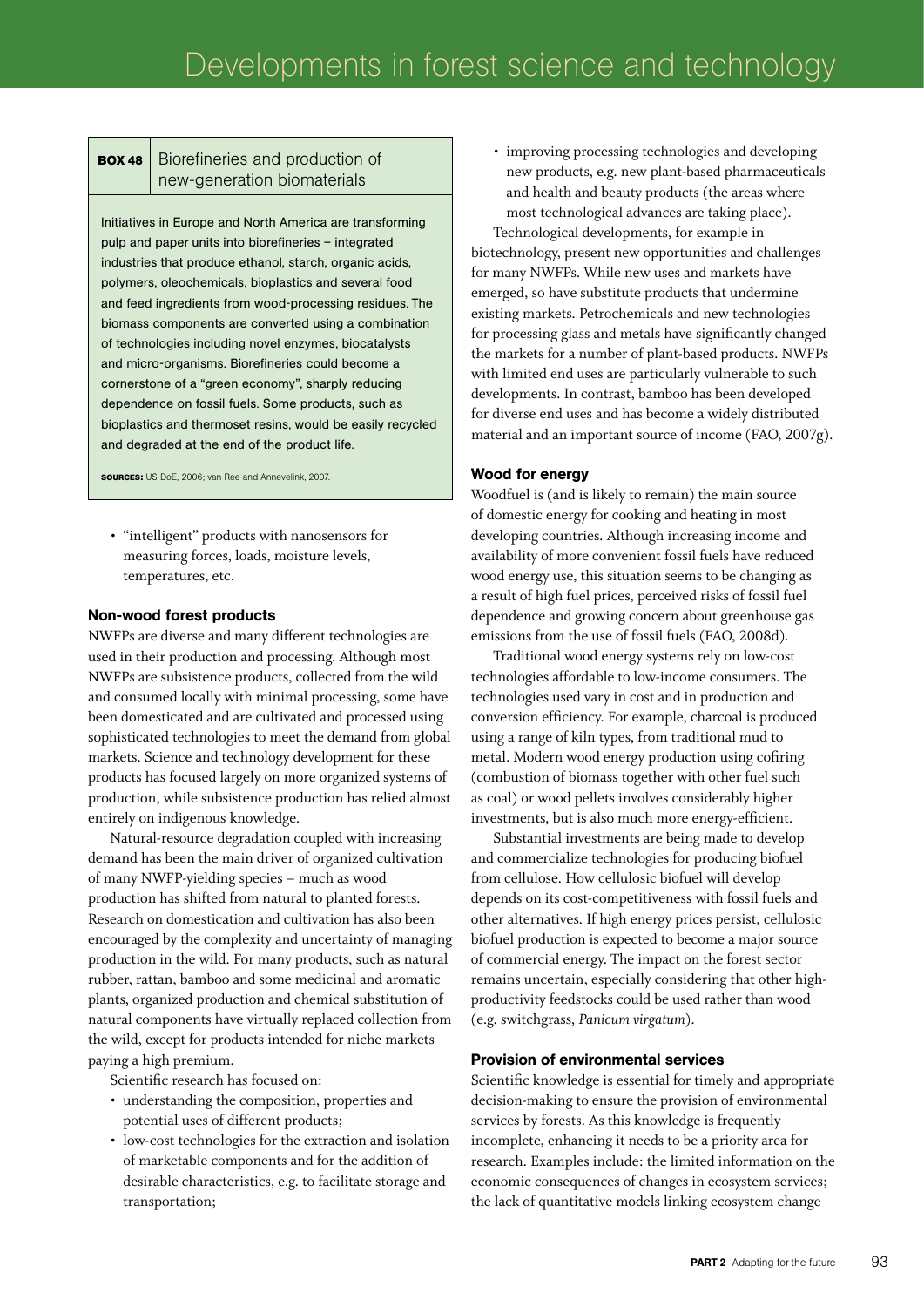**BOX 48** Biorefineries and production of new-generation biomaterials

Initiatives in Europe and North America are transforming pulp and paper units into biorefineries – integrated industries that produce ethanol, starch, organic acids, polymers, oleochemicals, bioplastics and several food and feed ingredients from wood-processing residues. The biomass components are converted using a combination of technologies including novel enzymes, biocatalysts and micro-organisms. Biorefineries could become a cornerstone of a "green economy", sharply reducing dependence on fossil fuels. Some products, such as bioplastics and thermoset resins, would be easily recycled and degraded at the end of the product life.

**SOURCES:** US DoE, 2006; van Ree and Annevelink, 2007.

- "intelligent" products with nanosensors for measuring forces, loads, moisture levels, temperatures, etc.

### Non-wood forest products

NWFPs are diverse and many different technologies are used in their production and processing. Although most NWFPs are subsistence products, collected from the wild and consumed locally with minimal processing, some have been domesticated and are cultivated and processed using sophisticated technologies to meet the demand from global markets. Science and technology development for these products has focused largely on more organized systems of production, while subsistence production has relied almost entirely on indigenous knowledge.

Natural-resource degradation coupled with increasing demand has been the main driver of organized cultivation of many NWFP-yielding species – much as wood production has shifted from natural to planted forests. Research on domestication and cultivation has also been encouraged by the complexity and uncertainty of managing production in the wild. For many products, such as natural rubber, rattan, bamboo and some medicinal and aromatic plants, organized production and chemical substitution of natural components have virtually replaced collection from the wild, except for products intended for niche markets paying a high premium.

Scientific research has focused on:

- understanding the composition, properties and potential uses of different products;
- low-cost technologies for the extraction and isolation of marketable components and for the addition of desirable characteristics, e.g. to facilitate storage and transportation;
- improving processing technologies and developing new products, e.g. new plant-based pharmaceuticals and health and beauty products (the areas where most technological advances are taking place).

Technological developments, for example in biotechnology, present new opportunities and challenges for many NWFPs. While new uses and markets have emerged, so have substitute products that undermine existing markets. Petrochemicals and new technologies for processing glass and metals have significantly changed the markets for a number of plant-based products. NWFPs with limited end uses are particularly vulnerable to such developments. In contrast, bamboo has been developed for diverse end uses and has become a widely distributed material and an important source of income (FAO, 2007g).

### Wood for energy

Woodfuel is (and is likely to remain) the main source of domestic energy for cooking and heating in most developing countries. Although increasing income and availability of more convenient fossil fuels have reduced wood energy use, this situation seems to be changing as a result of high fuel prices, perceived risks of fossil fuel dependence and growing concern about greenhouse gas emissions from the use of fossil fuels (FAO, 2008d).

Traditional wood energy systems rely on low-cost technologies affordable to low-income consumers. The technologies used vary in cost and in production and conversion efficiency. For example, charcoal is produced using a range of kiln types, from traditional mud to metal. Modern wood energy production using cofiring (combustion of biomass together with other fuel such as coal) or wood pellets involves considerably higher investments, but is also much more energy-efficient.

Substantial investments are being made to develop and commercialize technologies for producing biofuel from cellulose. How cellulosic biofuel will develop depends on its cost-competitiveness with fossil fuels and other alternatives. If high energy prices persist, cellulosic biofuel production is expected to become a major source of commercial energy. The impact on the forest sector remains uncertain, especially considering that other high-productivity feedstocks could be used rather than wood (e.g. switchgrass, *Panicum virgatum*).

### Provision of environmental services

Scientific knowledge is essential for timely and appropriate decision-making to ensure the provision of environmental services by forests. As this knowledge is frequently incomplete, enhancing it needs to be a priority area for research. Examples include: the limited information on the economic consequences of changes in ecosystem services; the lack of quantitative models linking ecosystem change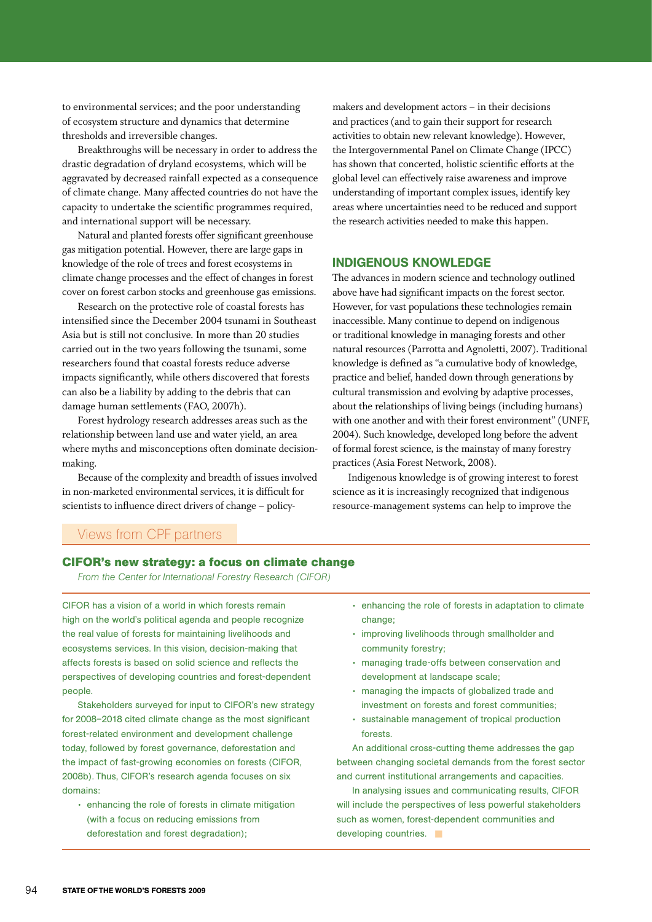to environmental services; and the poor understanding of ecosystem structure and dynamics that determine thresholds and irreversible changes.

Breakthroughs will be necessary in order to address the drastic degradation of dryland ecosystems, which will be aggravated by decreased rainfall expected as a consequence of climate change. Many affected countries do not have the capacity to undertake the scientific programmes required, and international support will be necessary.

Natural and planted forests offer significant greenhouse gas mitigation potential. However, there are large gaps in knowledge of the role of trees and forest ecosystems in climate change processes and the effect of changes in forest cover on forest carbon stocks and greenhouse gas emissions.

Research on the protective role of coastal forests has intensified since the December 2004 tsunami in Southeast Asia but is still not conclusive. In more than 20 studies carried out in the two years following the tsunami, some researchers found that coastal forests reduce adverse impacts significantly, while others discovered that forests can also be a liability by adding to the debris that can damage human settlements (FAO, 2007h).

Forest hydrology research addresses areas such as the relationship between land use and water yield, an area where myths and misconceptions often dominate decision-making.

Because of the complexity and breadth of issues involved in non-marketed environmental services, it is difficult for scientists to influence direct drivers of change – policy-makers and development actors – in their decisions and practices (and to gain their support for research activities to obtain new relevant knowledge). However, the Intergovernmental Panel on Climate Change (IPCC) has shown that concerted, holistic scientific efforts at the global level can effectively raise awareness and improve understanding of important complex issues, identify key areas where uncertainties need to be reduced and support the research activities needed to make this happen.

## INDIGENOUS KNOWLEDGE

The advances in modern science and technology outlined above have had significant impacts on the forest sector. However, for vast populations these technologies remain inaccessible. Many continue to depend on indigenous or traditional knowledge in managing forests and other natural resources (Parrotta and Agnoletti, 2007). Traditional knowledge is defined as "a cumulative body of knowledge, practice and belief, handed down through generations by cultural transmission and evolving by adaptive processes, about the relationships of living beings (including humans) with one another and with their forest environment" (UNFF, 2004). Such knowledge, developed long before the advent of formal forest science, is the mainstay of many forestry practices (Asia Forest Network, 2008).

Indigenous knowledge is of growing interest to forest science as it is increasingly recognized that indigenous resource-management systems can help to improve the

Views from CPF partners

### CIFOR's new strategy: a focus on climate change

*From the Center for International Forestry Research (CIFOR)*

CIFOR has a vision of a world in which forests remain high on the world's political agenda and people recognize the real value of forests for maintaining livelihoods and ecosystems services. In this vision, decision-making that affects forests is based on solid science and reflects the perspectives of developing countries and forest-dependent people.

Stakeholders surveyed for input to CIFOR's new strategy for 2008–2018 cited climate change as the most significant forest-related environment and development challenge today, followed by forest governance, deforestation and the impact of fast-growing economies on forests (CIFOR, 2008b). Thus, CIFOR's research agenda focuses on six domains:

- enhancing the role of forests in climate mitigation (with a focus on reducing emissions from deforestation and forest degradation);
- enhancing the role of forests in adaptation to climate change;
- improving livelihoods through smallholder and community forestry;
- managing trade-offs between conservation and development at landscape scale;
- managing the impacts of globalized trade and investment on forests and forest communities;
- sustainable management of tropical production forests.

An additional cross-cutting theme addresses the gap between changing societal demands from the forest sector and current institutional arrangements and capacities.

In analysing issues and communicating results, CIFOR will include the perspectives of less powerful stakeholders such as women, forest-dependent communities and developing countries.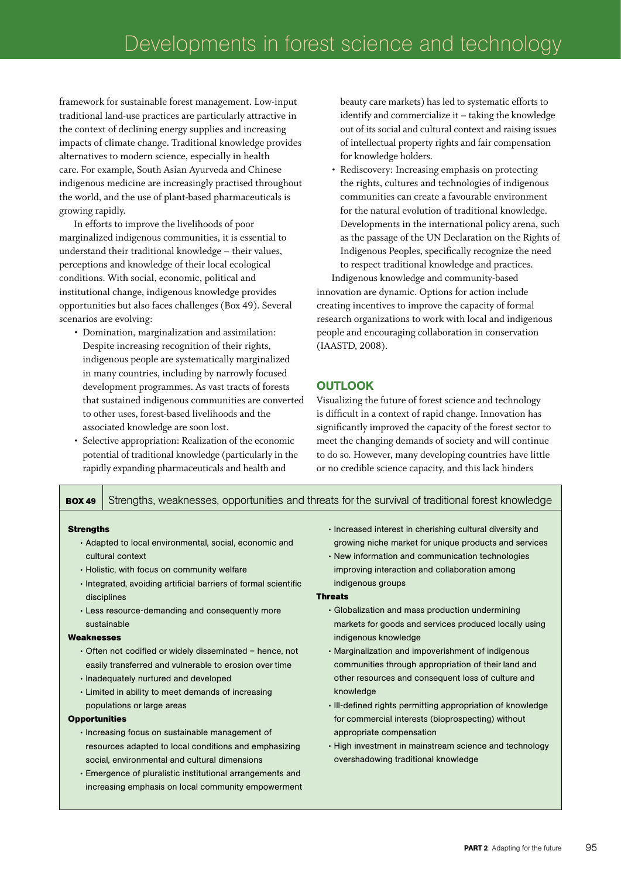framework for sustainable forest management. Low-input traditional land-use practices are particularly attractive in the context of declining energy supplies and increasing impacts of climate change. Traditional knowledge provides alternatives to modern science, especially in health care. For example, South Asian Ayurveda and Chinese indigenous medicine are increasingly practised throughout the world, and the use of plant-based pharmaceuticals is growing rapidly.

In efforts to improve the livelihoods of poor marginalized indigenous communities, it is essential to understand their traditional knowledge – their values, perceptions and knowledge of their local ecological conditions. With social, economic, political and institutional change, indigenous knowledge provides opportunities but also faces challenges (Box 49). Several scenarios are evolving:

- Domination, marginalization and assimilation: Despite increasing recognition of their rights, indigenous people are systematically marginalized in many countries, including by narrowly focused development programmes. As vast tracts of forests that sustained indigenous communities are converted to other uses, forest-based livelihoods and the associated knowledge are soon lost.
- Selective appropriation: Realization of the economic potential of traditional knowledge (particularly in the rapidly expanding pharmaceuticals and health and beauty care markets) has led to systematic efforts to identify and commercialize it – taking the knowledge out of its social and cultural context and raising issues of intellectual property rights and fair compensation for knowledge holders.
- Rediscovery: Increasing emphasis on protecting the rights, cultures and technologies of indigenous communities can create a favourable environment for the natural evolution of traditional knowledge. Developments in the international policy arena, such as the passage of the UN Declaration on the Rights of Indigenous Peoples, specifically recognize the need to respect traditional knowledge and practices.

Indigenous knowledge and community-based innovation are dynamic. Options for action include creating incentives to improve the capacity of formal research organizations to work with local and indigenous people and encouraging collaboration in conservation (IAASTD, 2008).

## OUTLOOK

Visualizing the future of forest science and technology is difficult in a context of rapid change. Innovation has significantly improved the capacity of the forest sector to meet the changing demands of society and will continue to do so. However, many developing countries have little or no credible science capacity, and this lack hinders

**BOX 49** Strengths, weaknesses, opportunities and threats for the survival of traditional forest knowledge

**Strengths**

- Adapted to local environmental, social, economic and cultural context
- Holistic, with focus on community welfare
- Integrated, avoiding artificial barriers of formal scientific disciplines
- Less resource-demanding and consequently more sustainable

**Weaknesses**

- Often not codified or widely disseminated – hence, not easily transferred and vulnerable to erosion over time
- Inadequately nurtured and developed
- Limited in ability to meet demands of increasing populations or large areas

**Opportunities**

- Increasing focus on sustainable management of resources adapted to local conditions and emphasizing social, environmental and cultural dimensions
- Emergence of pluralistic institutional arrangements and increasing emphasis on local community empowerment
- Increased interest in cherishing cultural diversity and growing niche market for unique products and services
- New information and communication technologies improving interaction and collaboration among indigenous groups

**Threats**

- Globalization and mass production undermining markets for goods and services produced locally using indigenous knowledge
- Marginalization and impoverishment of indigenous communities through appropriation of their land and other resources and consequent loss of culture and knowledge
- Ill-defined rights permitting appropriation of knowledge for commercial interests (bioprospecting) without appropriate compensation
- High investment in mainstream science and technology overshadowing traditional knowledge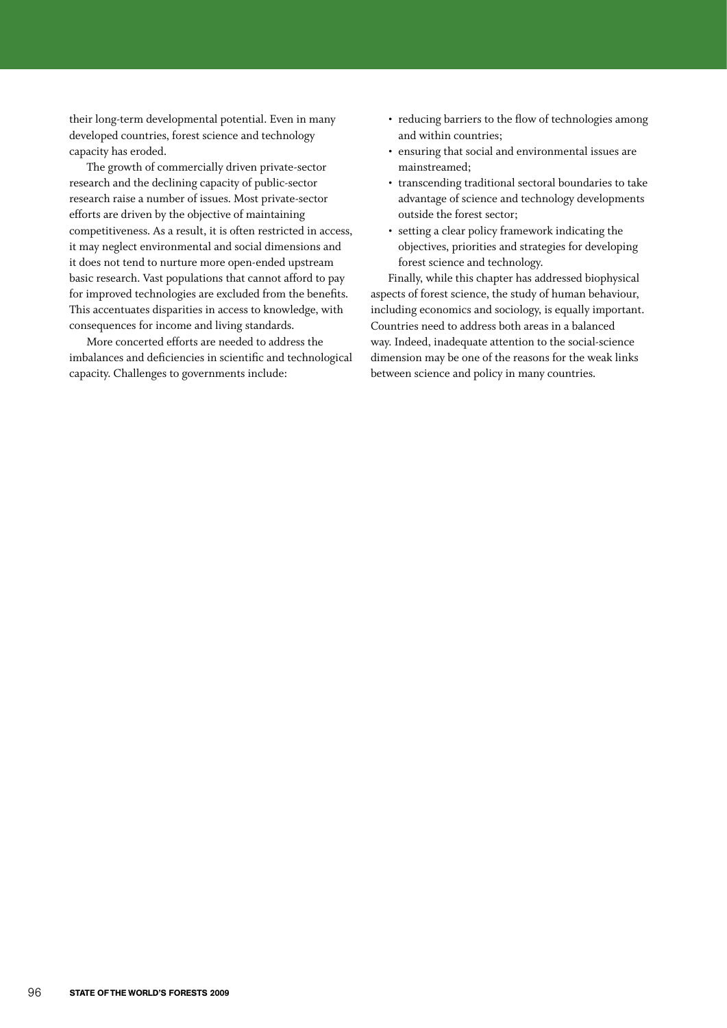their long-term developmental potential. Even in many developed countries, forest science and technology capacity has eroded.

The growth of commercially driven private-sector research and the declining capacity of public-sector research raise a number of issues. Most private-sector efforts are driven by the objective of maintaining competitiveness. As a result, it is often restricted in access, it may neglect environmental and social dimensions and it does not tend to nurture more open-ended upstream basic research. Vast populations that cannot afford to pay for improved technologies are excluded from the benefits. This accentuates disparities in access to knowledge, with consequences for income and living standards.

More concerted efforts are needed to address the imbalances and deficiencies in scientific and technological capacity. Challenges to governments include:

- reducing barriers to the flow of technologies among and within countries;
- ensuring that social and environmental issues are mainstreamed;
- transcending traditional sectoral boundaries to take advantage of science and technology developments outside the forest sector;
- setting a clear policy framework indicating the objectives, priorities and strategies for developing forest science and technology.

Finally, while this chapter has addressed biophysical aspects of forest science, the study of human behaviour, including economics and sociology, is equally important. Countries need to address both areas in a balanced way. Indeed, inadequate attention to the social-science dimension may be one of the reasons for the weak links between science and policy in many countries.